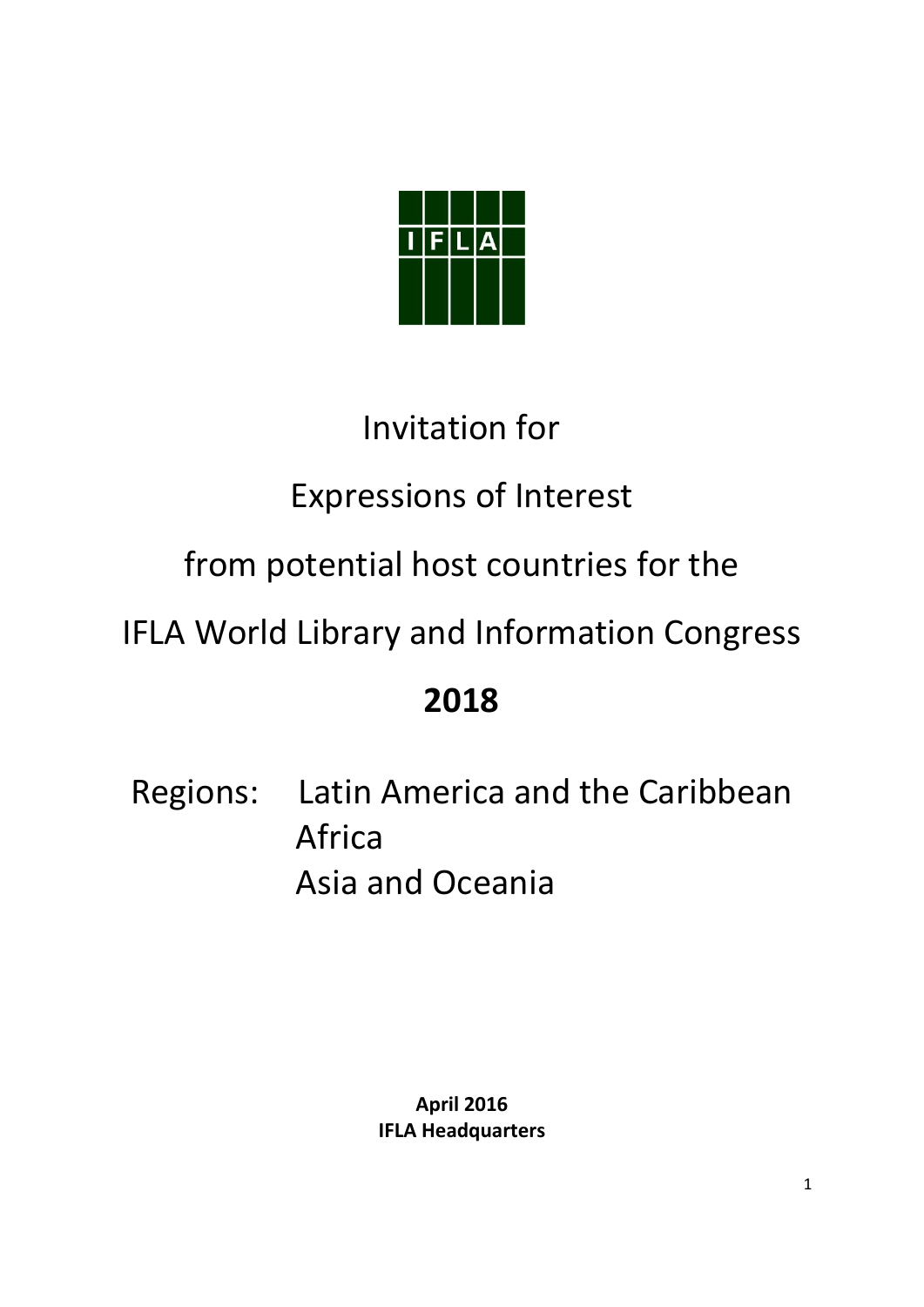IFLA

# Invitation for Expressions of Interest from potential host countries for the IFLA World Library and Information Congress

# 2018

Regions: Latin America and the Caribbean
Africa
Asia and Oceania

**April 2016**
**IFLA Headquarters**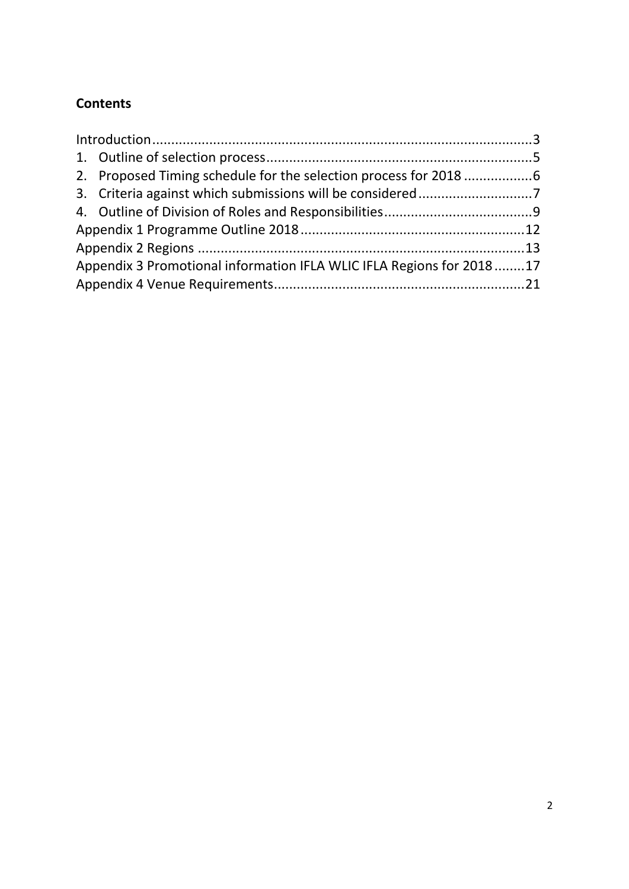## Contents

Introduction....................................................................................................3
1. Outline of selection process.....................................................................5
2. Proposed Timing schedule for the selection process for 2018 .................6
3. Criteria against which submissions will be considered.............................7
4. Outline of Division of Roles and Responsibilities......................................9
Appendix 1 Programme Outline 2018..........................................................12
Appendix 2 Regions .....................................................................................13
Appendix 3 Promotional information IFLA WLIC IFLA Regions for 2018........17
Appendix 4 Venue Requirements.................................................................21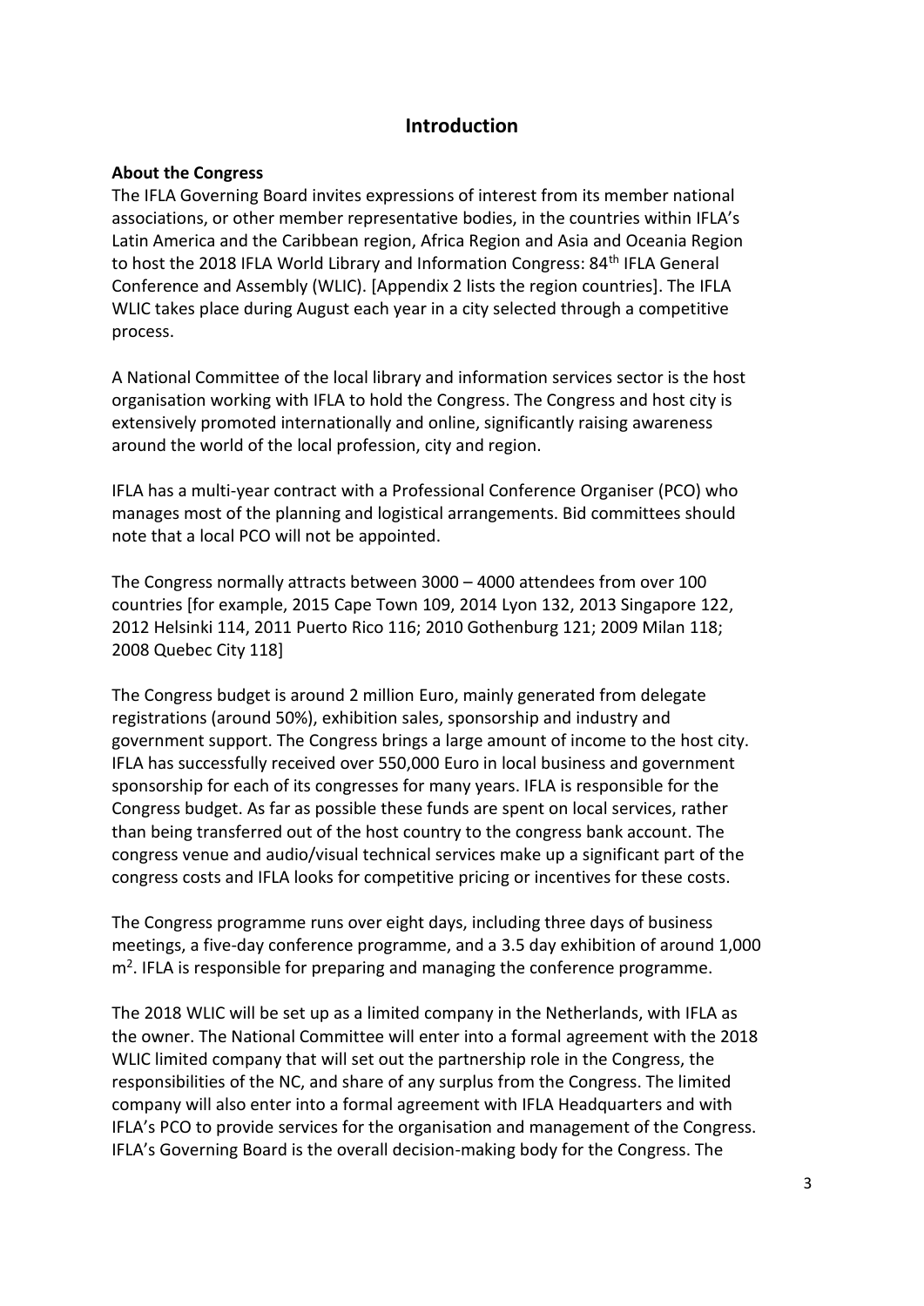# Introduction

**About the Congress**

The IFLA Governing Board invites expressions of interest from its member national associations, or other member representative bodies, in the countries within IFLA's Latin America and the Caribbean region, Africa Region and Asia and Oceania Region to host the 2018 IFLA World Library and Information Congress: 84th IFLA General Conference and Assembly (WLIC). [Appendix 2 lists the region countries]. The IFLA WLIC takes place during August each year in a city selected through a competitive process.

A National Committee of the local library and information services sector is the host organisation working with IFLA to hold the Congress. The Congress and host city is extensively promoted internationally and online, significantly raising awareness around the world of the local profession, city and region.

IFLA has a multi-year contract with a Professional Conference Organiser (PCO) who manages most of the planning and logistical arrangements. Bid committees should note that a local PCO will not be appointed.

The Congress normally attracts between 3000 – 4000 attendees from over 100 countries [for example, 2015 Cape Town 109, 2014 Lyon 132, 2013 Singapore 122, 2012 Helsinki 114, 2011 Puerto Rico 116; 2010 Gothenburg 121; 2009 Milan 118; 2008 Quebec City 118]

The Congress budget is around 2 million Euro, mainly generated from delegate registrations (around 50%), exhibition sales, sponsorship and industry and government support. The Congress brings a large amount of income to the host city. IFLA has successfully received over 550,000 Euro in local business and government sponsorship for each of its congresses for many years. IFLA is responsible for the Congress budget. As far as possible these funds are spent on local services, rather than being transferred out of the host country to the congress bank account. The congress venue and audio/visual technical services make up a significant part of the congress costs and IFLA looks for competitive pricing or incentives for these costs.

The Congress programme runs over eight days, including three days of business meetings, a five-day conference programme, and a 3.5 day exhibition of around 1,000 $m^2$. IFLA is responsible for preparing and managing the conference programme.

The 2018 WLIC will be set up as a limited company in the Netherlands, with IFLA as the owner. The National Committee will enter into a formal agreement with the 2018 WLIC limited company that will set out the partnership role in the Congress, the responsibilities of the NC, and share of any surplus from the Congress. The limited company will also enter into a formal agreement with IFLA Headquarters and with IFLA's PCO to provide services for the organisation and management of the Congress. IFLA's Governing Board is the overall decision-making body for the Congress. The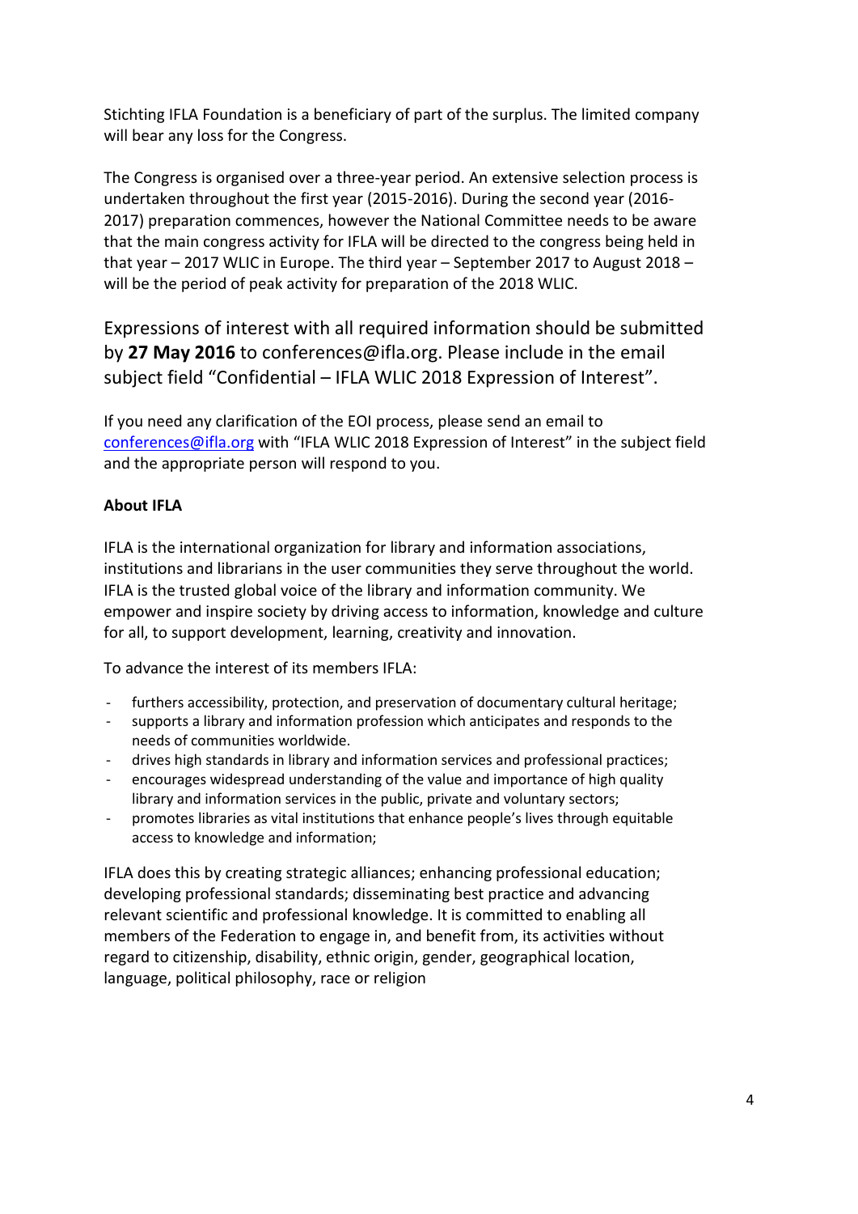Stichting IFLA Foundation is a beneficiary of part of the surplus. The limited company will bear any loss for the Congress.

The Congress is organised over a three-year period. An extensive selection process is undertaken throughout the first year (2015-2016). During the second year (2016-2017) preparation commences, however the National Committee needs to be aware that the main congress activity for IFLA will be directed to the congress being held in that year – 2017 WLIC in Europe. The third year – September 2017 to August 2018 – will be the period of peak activity for preparation of the 2018 WLIC.

Expressions of interest with all required information should be submitted by **27 May 2016** to conferences@ifla.org. Please include in the email subject field "Confidential – IFLA WLIC 2018 Expression of Interest".

If you need any clarification of the EOI process, please send an email to conferences@ifla.org with "IFLA WLIC 2018 Expression of Interest" in the subject field and the appropriate person will respond to you.

**About IFLA**

IFLA is the international organization for library and information associations, institutions and librarians in the user communities they serve throughout the world. IFLA is the trusted global voice of the library and information community. We empower and inspire society by driving access to information, knowledge and culture for all, to support development, learning, creativity and innovation.

To advance the interest of its members IFLA:

- furthers accessibility, protection, and preservation of documentary cultural heritage;
- supports a library and information profession which anticipates and responds to the needs of communities worldwide.
- drives high standards in library and information services and professional practices;
- encourages widespread understanding of the value and importance of high quality library and information services in the public, private and voluntary sectors;
- promotes libraries as vital institutions that enhance people's lives through equitable access to knowledge and information;

IFLA does this by creating strategic alliances; enhancing professional education; developing professional standards; disseminating best practice and advancing relevant scientific and professional knowledge. It is committed to enabling all members of the Federation to engage in, and benefit from, its activities without regard to citizenship, disability, ethnic origin, gender, geographical location, language, political philosophy, race or religion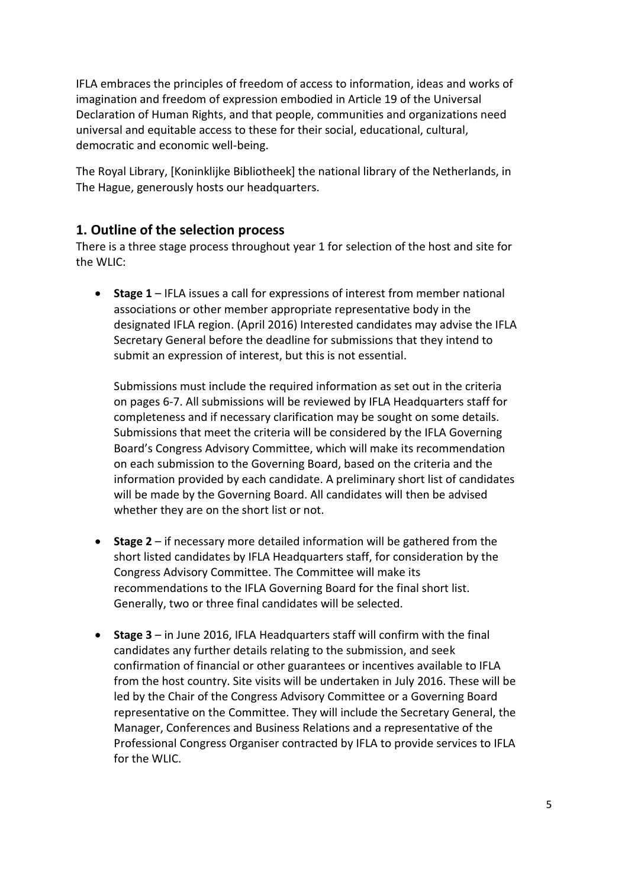IFLA embraces the principles of freedom of access to information, ideas and works of imagination and freedom of expression embodied in Article 19 of the Universal Declaration of Human Rights, and that people, communities and organizations need universal and equitable access to these for their social, educational, cultural, democratic and economic well-being.

The Royal Library, [Koninklijke Bibliotheek] the national library of the Netherlands, in The Hague, generously hosts our headquarters.

## 1. Outline of the selection process

There is a three stage process throughout year 1 for selection of the host and site for the WLIC:

- **Stage 1** – IFLA issues a call for expressions of interest from member national associations or other member appropriate representative body in the designated IFLA region. (April 2016) Interested candidates may advise the IFLA Secretary General before the deadline for submissions that they intend to submit an expression of interest, but this is not essential.

  Submissions must include the required information as set out in the criteria on pages 6-7. All submissions will be reviewed by IFLA Headquarters staff for completeness and if necessary clarification may be sought on some details. Submissions that meet the criteria will be considered by the IFLA Governing Board's Congress Advisory Committee, which will make its recommendation on each submission to the Governing Board, based on the criteria and the information provided by each candidate. A preliminary short list of candidates will be made by the Governing Board. All candidates will then be advised whether they are on the short list or not.

- **Stage 2** – if necessary more detailed information will be gathered from the short listed candidates by IFLA Headquarters staff, for consideration by the Congress Advisory Committee. The Committee will make its recommendations to the IFLA Governing Board for the final short list. Generally, two or three final candidates will be selected.

- **Stage 3** – in June 2016, IFLA Headquarters staff will confirm with the final candidates any further details relating to the submission, and seek confirmation of financial or other guarantees or incentives available to IFLA from the host country. Site visits will be undertaken in July 2016. These will be led by the Chair of the Congress Advisory Committee or a Governing Board representative on the Committee. They will include the Secretary General, the Manager, Conferences and Business Relations and a representative of the Professional Congress Organiser contracted by IFLA to provide services to IFLA for the WLIC.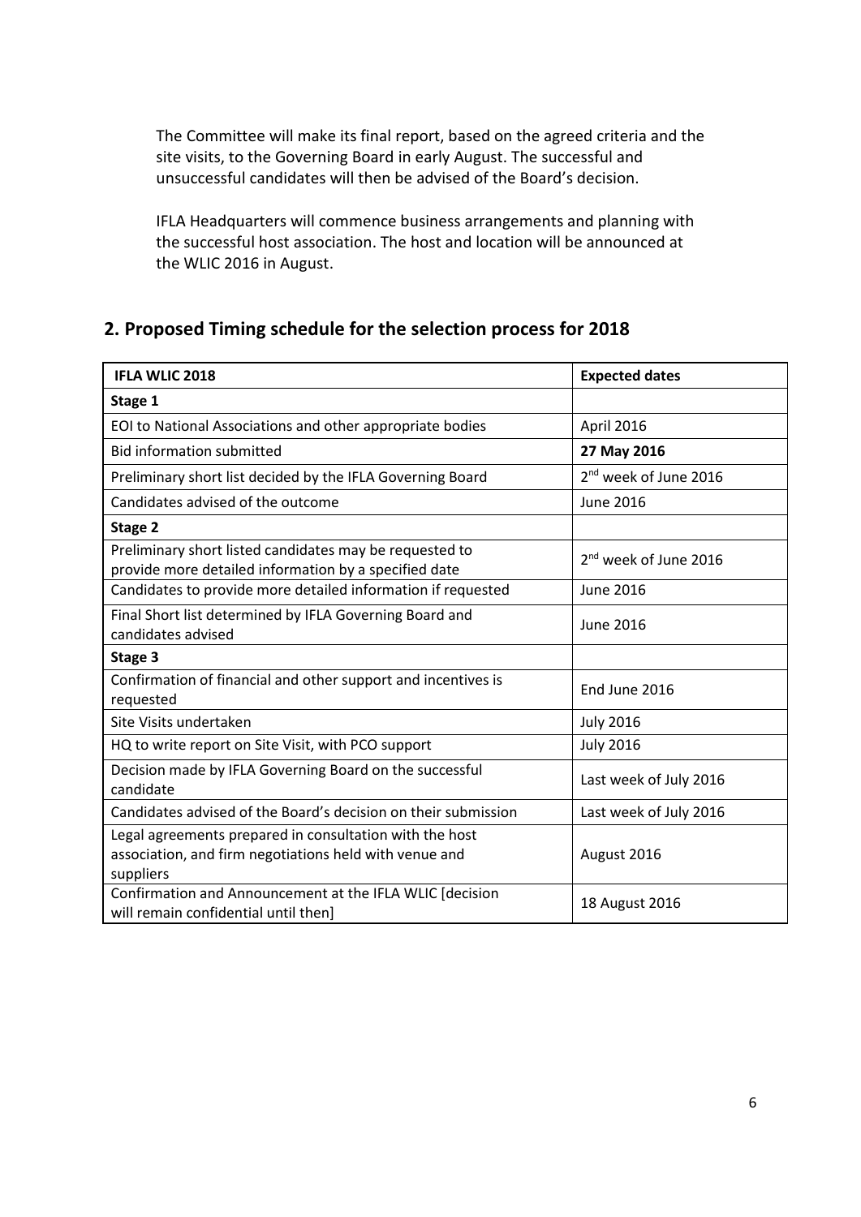The Committee will make its final report, based on the agreed criteria and the site visits, to the Governing Board in early August. The successful and unsuccessful candidates will then be advised of the Board's decision.

IFLA Headquarters will commence business arrangements and planning with the successful host association. The host and location will be announced at the WLIC 2016 in August.

## 2. Proposed Timing schedule for the selection process for 2018

| IFLA WLIC 2018 | Expected dates |
|---|---|
| **Stage 1** | |
| EOI to National Associations and other appropriate bodies | April 2016 |
| Bid information submitted | **27 May 2016** |
| Preliminary short list decided by the IFLA Governing Board | 2nd week of June 2016 |
| Candidates advised of the outcome | June 2016 |
| **Stage 2** | |
| Preliminary short listed candidates may be requested to provide more detailed information by a specified date | 2nd week of June 2016 |
| Candidates to provide more detailed information if requested | June 2016 |
| Final Short list determined by IFLA Governing Board and candidates advised | June 2016 |
| **Stage 3** | |
| Confirmation of financial and other support and incentives is requested | End June 2016 |
| Site Visits undertaken | July 2016 |
| HQ to write report on Site Visit, with PCO support | July 2016 |
| Decision made by IFLA Governing Board on the successful candidate | Last week of July 2016 |
| Candidates advised of the Board's decision on their submission | Last week of July 2016 |
| Legal agreements prepared in consultation with the host association, and firm negotiations held with venue and suppliers | August 2016 |
| Confirmation and Announcement at the IFLA WLIC [decision will remain confidential until then] | 18 August 2016 |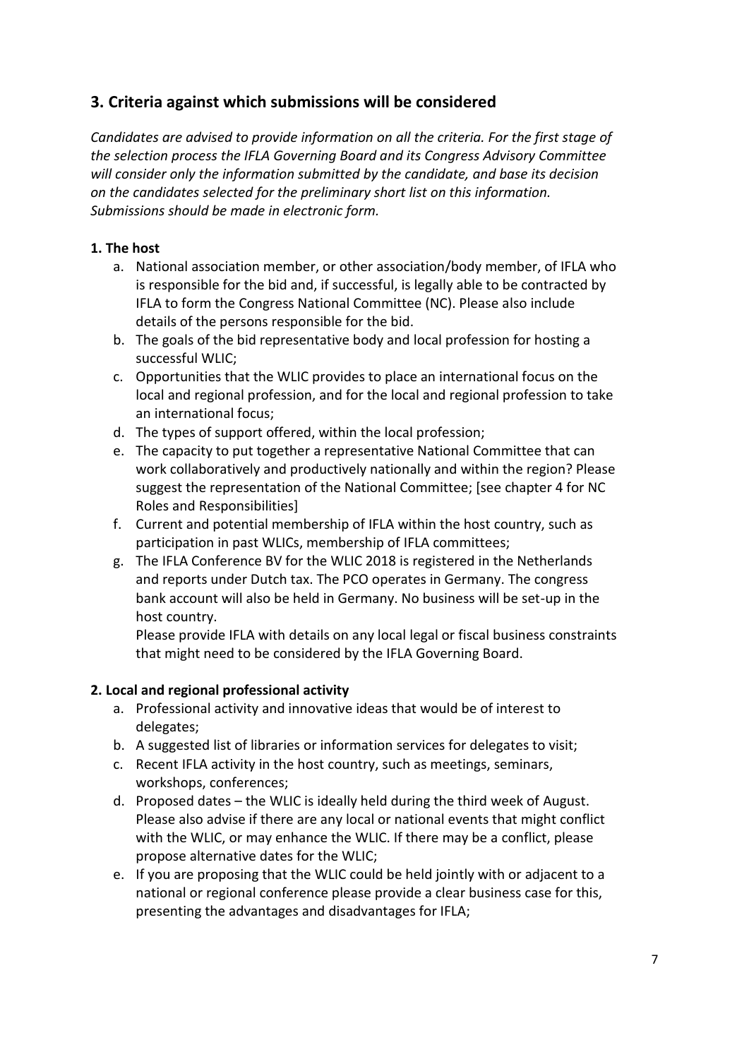## 3. Criteria against which submissions will be considered

*Candidates are advised to provide information on all the criteria. For the first stage of the selection process the IFLA Governing Board and its Congress Advisory Committee will consider only the information submitted by the candidate, and base its decision on the candidates selected for the preliminary short list on this information. Submissions should be made in electronic form.*

### 1. The host

a. National association member, or other association/body member, of IFLA who is responsible for the bid and, if successful, is legally able to be contracted by IFLA to form the Congress National Committee (NC). Please also include details of the persons responsible for the bid.
b. The goals of the bid representative body and local profession for hosting a successful WLIC;
c. Opportunities that the WLIC provides to place an international focus on the local and regional profession, and for the local and regional profession to take an international focus;
d. The types of support offered, within the local profession;
e. The capacity to put together a representative National Committee that can work collaboratively and productively nationally and within the region? Please suggest the representation of the National Committee; [see chapter 4 for NC Roles and Responsibilities]
f. Current and potential membership of IFLA within the host country, such as participation in past WLICs, membership of IFLA committees;
g. The IFLA Conference BV for the WLIC 2018 is registered in the Netherlands and reports under Dutch tax. The PCO operates in Germany. The congress bank account will also be held in Germany. No business will be set-up in the host country.

   Please provide IFLA with details on any local legal or fiscal business constraints that might need to be considered by the IFLA Governing Board.

### 2. Local and regional professional activity

a. Professional activity and innovative ideas that would be of interest to delegates;
b. A suggested list of libraries or information services for delegates to visit;
c. Recent IFLA activity in the host country, such as meetings, seminars, workshops, conferences;
d. Proposed dates – the WLIC is ideally held during the third week of August. Please also advise if there are any local or national events that might conflict with the WLIC, or may enhance the WLIC. If there may be a conflict, please propose alternative dates for the WLIC;
e. If you are proposing that the WLIC could be held jointly with or adjacent to a national or regional conference please provide a clear business case for this, presenting the advantages and disadvantages for IFLA;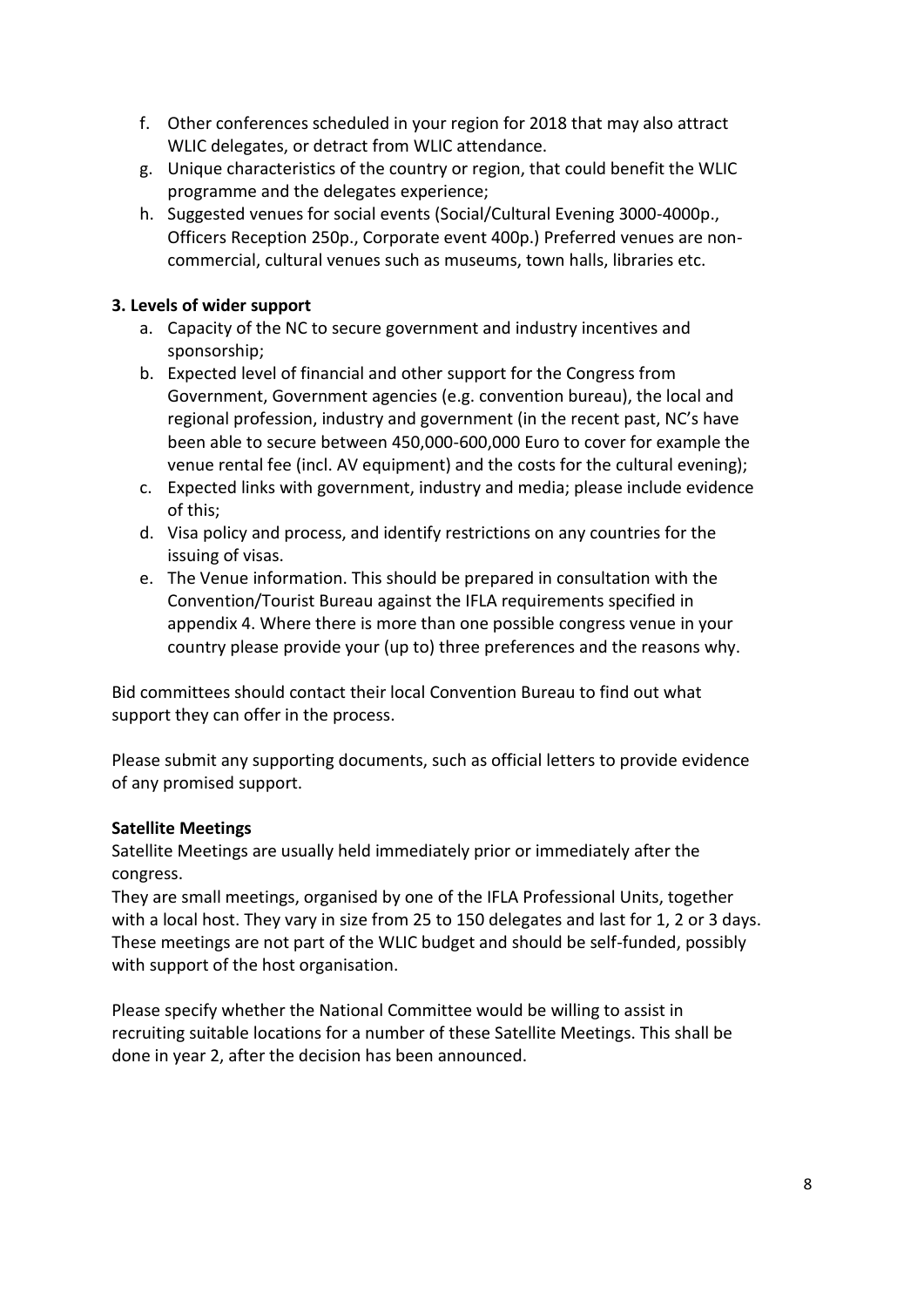f. Other conferences scheduled in your region for 2018 that may also attract WLIC delegates, or detract from WLIC attendance.
g. Unique characteristics of the country or region, that could benefit the WLIC programme and the delegates experience;
h. Suggested venues for social events (Social/Cultural Evening 3000-4000p., Officers Reception 250p., Corporate event 400p.) Preferred venues are non-commercial, cultural venues such as museums, town halls, libraries etc.

**3. Levels of wider support**

a. Capacity of the NC to secure government and industry incentives and sponsorship;
b. Expected level of financial and other support for the Congress from Government, Government agencies (e.g. convention bureau), the local and regional profession, industry and government (in the recent past, NC's have been able to secure between 450,000-600,000 Euro to cover for example the venue rental fee (incl. AV equipment) and the costs for the cultural evening);
c. Expected links with government, industry and media; please include evidence of this;
d. Visa policy and process, and identify restrictions on any countries for the issuing of visas.
e. The Venue information. This should be prepared in consultation with the Convention/Tourist Bureau against the IFLA requirements specified in appendix 4. Where there is more than one possible congress venue in your country please provide your (up to) three preferences and the reasons why.

Bid committees should contact their local Convention Bureau to find out what support they can offer in the process.

Please submit any supporting documents, such as official letters to provide evidence of any promised support.

**Satellite Meetings**

Satellite Meetings are usually held immediately prior or immediately after the congress.

They are small meetings, organised by one of the IFLA Professional Units, together with a local host. They vary in size from 25 to 150 delegates and last for 1, 2 or 3 days. These meetings are not part of the WLIC budget and should be self-funded, possibly with support of the host organisation.

Please specify whether the National Committee would be willing to assist in recruiting suitable locations for a number of these Satellite Meetings. This shall be done in year 2, after the decision has been announced.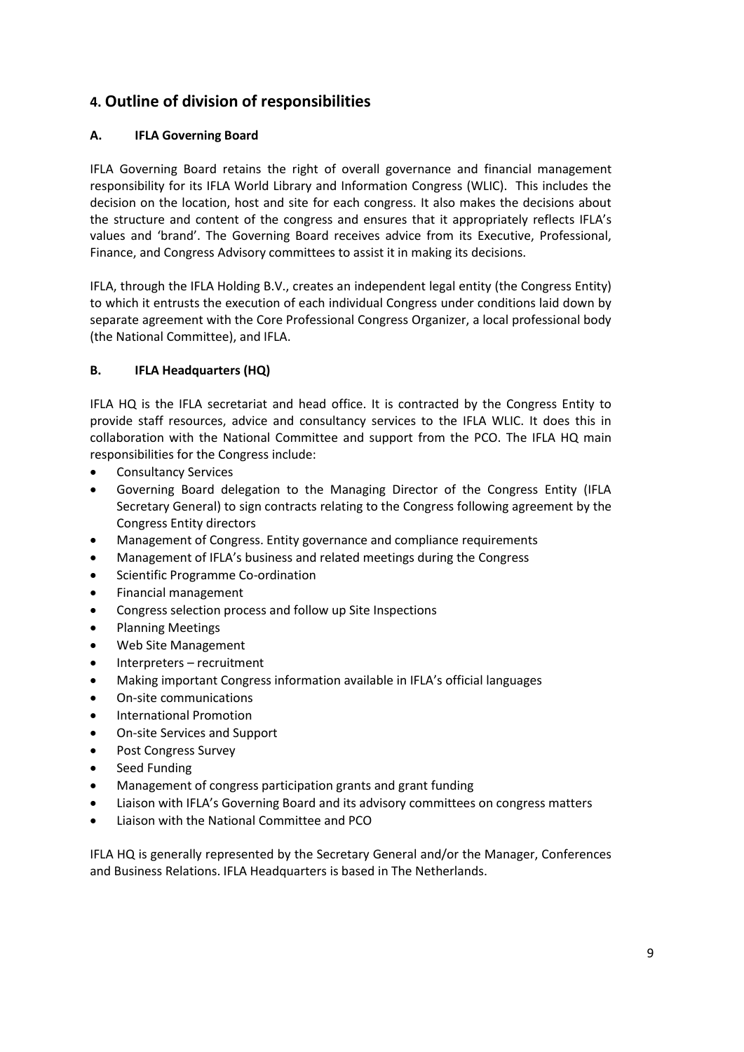## 4. Outline of division of responsibilities

### A. IFLA Governing Board

IFLA Governing Board retains the right of overall governance and financial management responsibility for its IFLA World Library and Information Congress (WLIC). This includes the decision on the location, host and site for each congress. It also makes the decisions about the structure and content of the congress and ensures that it appropriately reflects IFLA's values and 'brand'. The Governing Board receives advice from its Executive, Professional, Finance, and Congress Advisory committees to assist it in making its decisions.

IFLA, through the IFLA Holding B.V., creates an independent legal entity (the Congress Entity) to which it entrusts the execution of each individual Congress under conditions laid down by separate agreement with the Core Professional Congress Organizer, a local professional body (the National Committee), and IFLA.

### B. IFLA Headquarters (HQ)

IFLA HQ is the IFLA secretariat and head office. It is contracted by the Congress Entity to provide staff resources, advice and consultancy services to the IFLA WLIC. It does this in collaboration with the National Committee and support from the PCO. The IFLA HQ main responsibilities for the Congress include:

- Consultancy Services
- Governing Board delegation to the Managing Director of the Congress Entity (IFLA Secretary General) to sign contracts relating to the Congress following agreement by the Congress Entity directors
- Management of Congress. Entity governance and compliance requirements
- Management of IFLA's business and related meetings during the Congress
- Scientific Programme Co-ordination
- Financial management
- Congress selection process and follow up Site Inspections
- Planning Meetings
- Web Site Management
- Interpreters – recruitment
- Making important Congress information available in IFLA's official languages
- On-site communications
- International Promotion
- On-site Services and Support
- Post Congress Survey
- Seed Funding
- Management of congress participation grants and grant funding
- Liaison with IFLA's Governing Board and its advisory committees on congress matters
- Liaison with the National Committee and PCO

IFLA HQ is generally represented by the Secretary General and/or the Manager, Conferences and Business Relations. IFLA Headquarters is based in The Netherlands.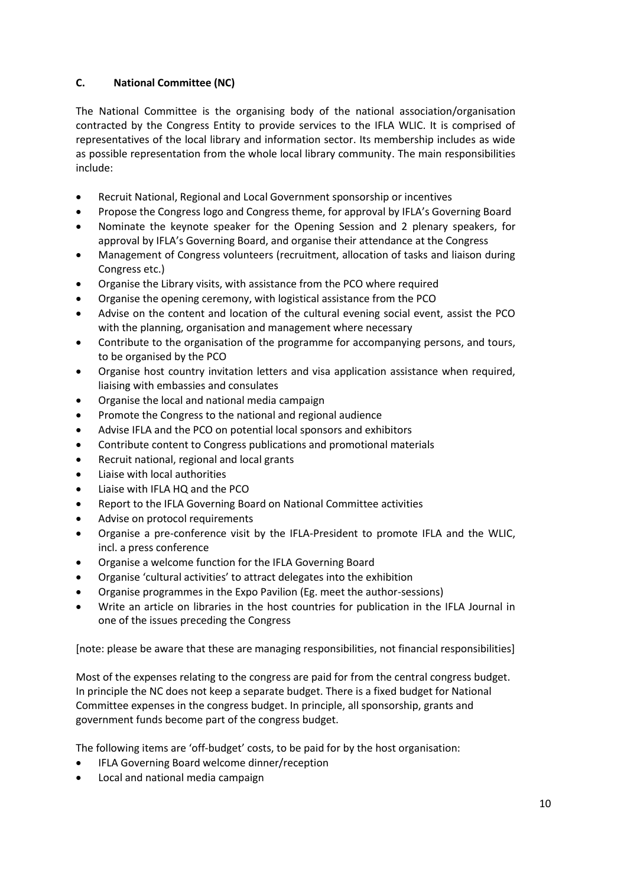### C. National Committee (NC)

The National Committee is the organising body of the national association/organisation contracted by the Congress Entity to provide services to the IFLA WLIC. It is comprised of representatives of the local library and information sector. Its membership includes as wide as possible representation from the whole local library community. The main responsibilities include:

- Recruit National, Regional and Local Government sponsorship or incentives
- Propose the Congress logo and Congress theme, for approval by IFLA's Governing Board
- Nominate the keynote speaker for the Opening Session and 2 plenary speakers, for approval by IFLA's Governing Board, and organise their attendance at the Congress
- Management of Congress volunteers (recruitment, allocation of tasks and liaison during Congress etc.)
- Organise the Library visits, with assistance from the PCO where required
- Organise the opening ceremony, with logistical assistance from the PCO
- Advise on the content and location of the cultural evening social event, assist the PCO with the planning, organisation and management where necessary
- Contribute to the organisation of the programme for accompanying persons, and tours, to be organised by the PCO
- Organise host country invitation letters and visa application assistance when required, liaising with embassies and consulates
- Organise the local and national media campaign
- Promote the Congress to the national and regional audience
- Advise IFLA and the PCO on potential local sponsors and exhibitors
- Contribute content to Congress publications and promotional materials
- Recruit national, regional and local grants
- Liaise with local authorities
- Liaise with IFLA HQ and the PCO
- Report to the IFLA Governing Board on National Committee activities
- Advise on protocol requirements
- Organise a pre-conference visit by the IFLA-President to promote IFLA and the WLIC, incl. a press conference
- Organise a welcome function for the IFLA Governing Board
- Organise 'cultural activities' to attract delegates into the exhibition
- Organise programmes in the Expo Pavilion (Eg. meet the author-sessions)
- Write an article on libraries in the host countries for publication in the IFLA Journal in one of the issues preceding the Congress

[note: please be aware that these are managing responsibilities, not financial responsibilities]

Most of the expenses relating to the congress are paid for from the central congress budget. In principle the NC does not keep a separate budget. There is a fixed budget for National Committee expenses in the congress budget. In principle, all sponsorship, grants and government funds become part of the congress budget.

The following items are 'off-budget' costs, to be paid for by the host organisation:

- IFLA Governing Board welcome dinner/reception
- Local and national media campaign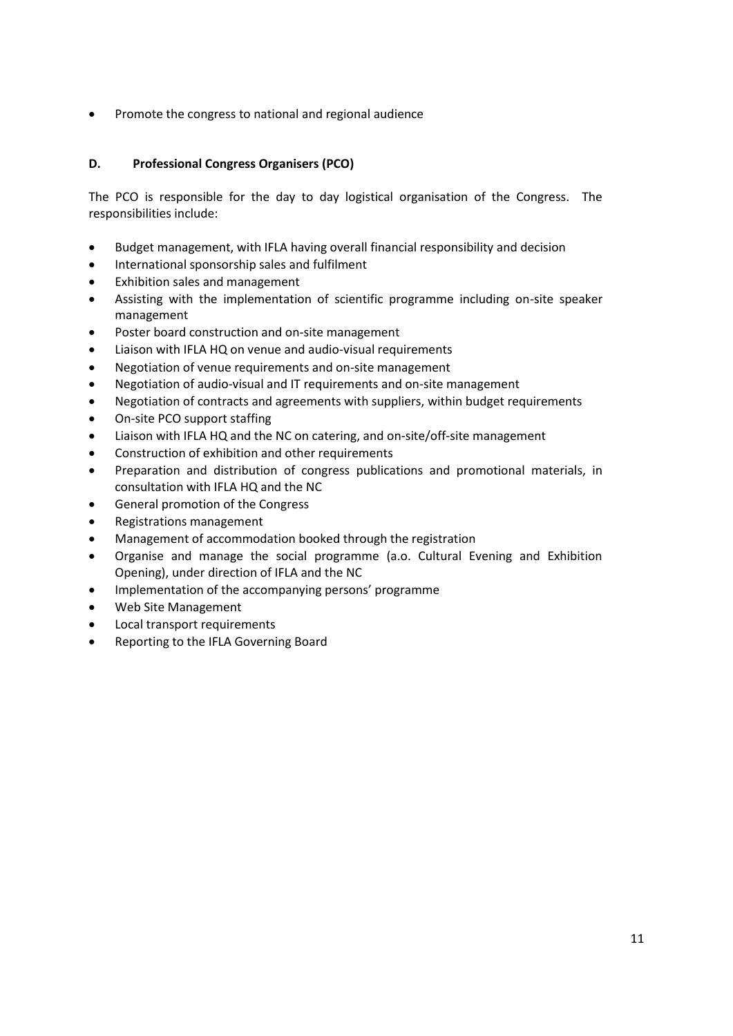- Promote the congress to national and regional audience

### D. Professional Congress Organisers (PCO)

The PCO is responsible for the day to day logistical organisation of the Congress. The responsibilities include:

- Budget management, with IFLA having overall financial responsibility and decision
- International sponsorship sales and fulfilment
- Exhibition sales and management
- Assisting with the implementation of scientific programme including on-site speaker management
- Poster board construction and on-site management
- Liaison with IFLA HQ on venue and audio-visual requirements
- Negotiation of venue requirements and on-site management
- Negotiation of audio-visual and IT requirements and on-site management
- Negotiation of contracts and agreements with suppliers, within budget requirements
- On-site PCO support staffing
- Liaison with IFLA HQ and the NC on catering, and on-site/off-site management
- Construction of exhibition and other requirements
- Preparation and distribution of congress publications and promotional materials, in consultation with IFLA HQ and the NC
- General promotion of the Congress
- Registrations management
- Management of accommodation booked through the registration
- Organise and manage the social programme (a.o. Cultural Evening and Exhibition Opening), under direction of IFLA and the NC
- Implementation of the accompanying persons' programme
- Web Site Management
- Local transport requirements
- Reporting to the IFLA Governing Board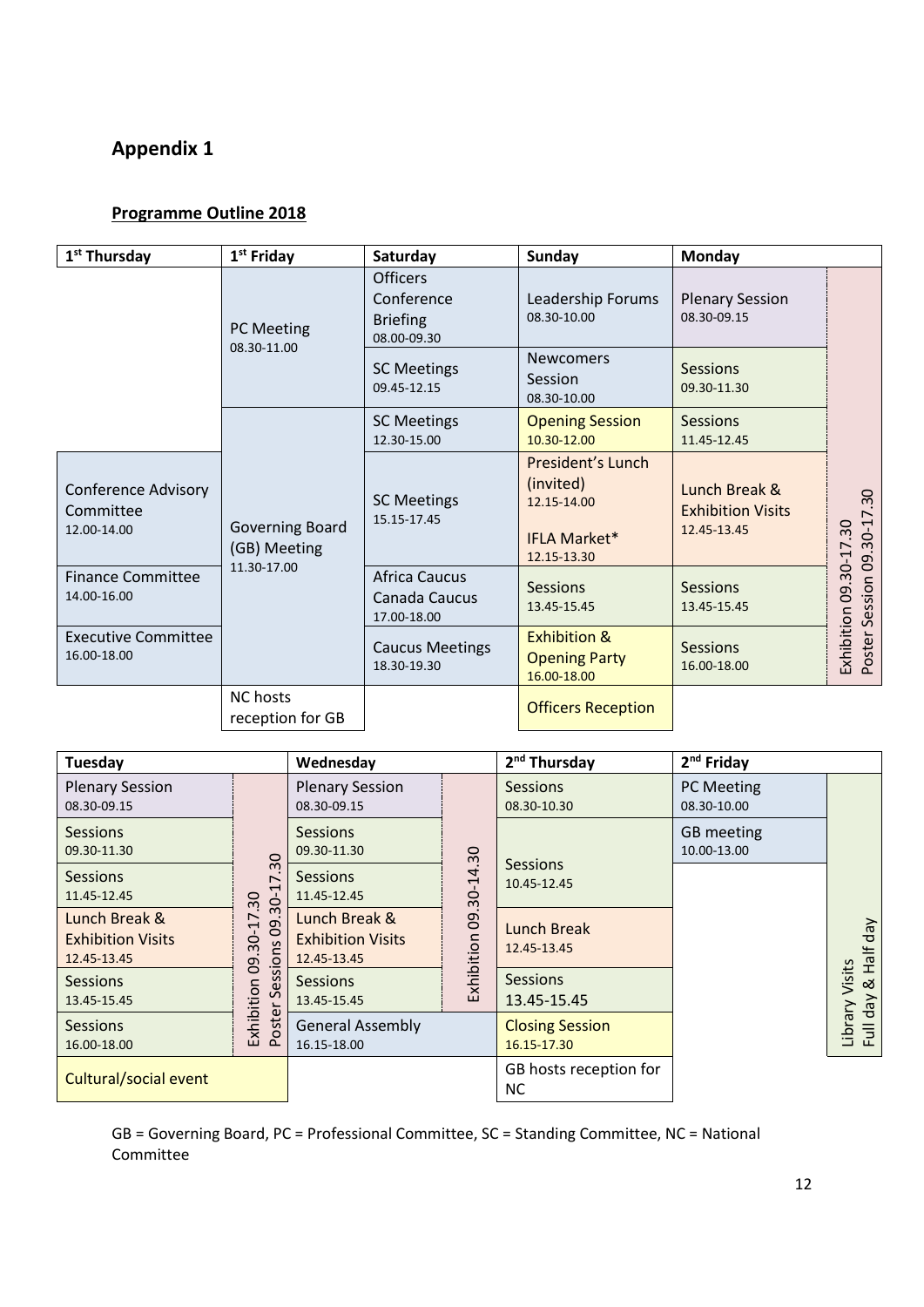# Appendix 1

## Programme Outline 2018

| 1st Thursday | 1st Friday | Saturday | Sunday | Monday | |
|---|---|---|---|---|---|
| | PC Meeting 08.30-11.00 | Officers Conference Briefing 08.00-09.30 | Leadership Forums 08.30-10.00 | Plenary Session 08.30-09.15 | Exhibition 09.30-17.30 Poster Session 09.30-17.30 |
| | | SC Meetings 09.45-12.15 | Newcomers Session 08.30-10.00 | Sessions 09.30-11.30 | |
| | Governing Board (GB) Meeting 11.30-17.00 | SC Meetings 12.30-15.00 | Opening Session 10.30-12.00 | Sessions 11.45-12.45 | |
| Conference Advisory Committee 12.00-14.00 | | SC Meetings 15.15-17.45 | President's Lunch (invited) 12.15-14.00<br><br>IFLA Market* 12.15-13.30 | Lunch Break & Exhibition Visits 12.45-13.45 | |
| Finance Committee 14.00-16.00 | | Africa Caucus Canada Caucus 17.00-18.00 | Sessions 13.45-15.45 | Sessions 13.45-15.45 | |
| Executive Committee 16.00-18.00 | | Caucus Meetings 18.30-19.30 | Exhibition & Opening Party 16.00-18.00 | Sessions 16.00-18.00 | |
| | NC hosts reception for GB | | Officers Reception | | |

| Tuesday | | Wednesday | | 2nd Thursday | 2nd Friday | |
|---|---|---|---|---|---|---|
| Plenary Session 08.30-09.15 | Exhibition 09.30-17.30 Poster Sessions 09.30-17.30 | Plenary Session 08.30-09.15 | Exhibition 09.30-14.30 | Sessions 08.30-10.30 | PC Meeting 08.30-10.00 | Library Visits Full day & Half day |
| Sessions 09.30-11.30 | | Sessions 09.30-11.30 | | Sessions 10.45-12.45 | GB meeting 10.00-13.00 | |
| Sessions 11.45-12.45 | | Sessions 11.45-12.45 | | | | |
| Lunch Break & Exhibition Visits 12.45-13.45 | | Lunch Break & Exhibition Visits 12.45-13.45 | | Lunch Break 12.45-13.45 | | |
| Sessions 13.45-15.45 | | Sessions 13.45-15.45 | | Sessions 13.45-15.45 | | |
| Sessions 16.00-18.00 | | General Assembly 16.15-18.00 | | Closing Session 16.15-17.30 | | |
| Cultural/social event | | | | GB hosts reception for NC | | |

GB = Governing Board, PC = Professional Committee, SC = Standing Committee, NC = National Committee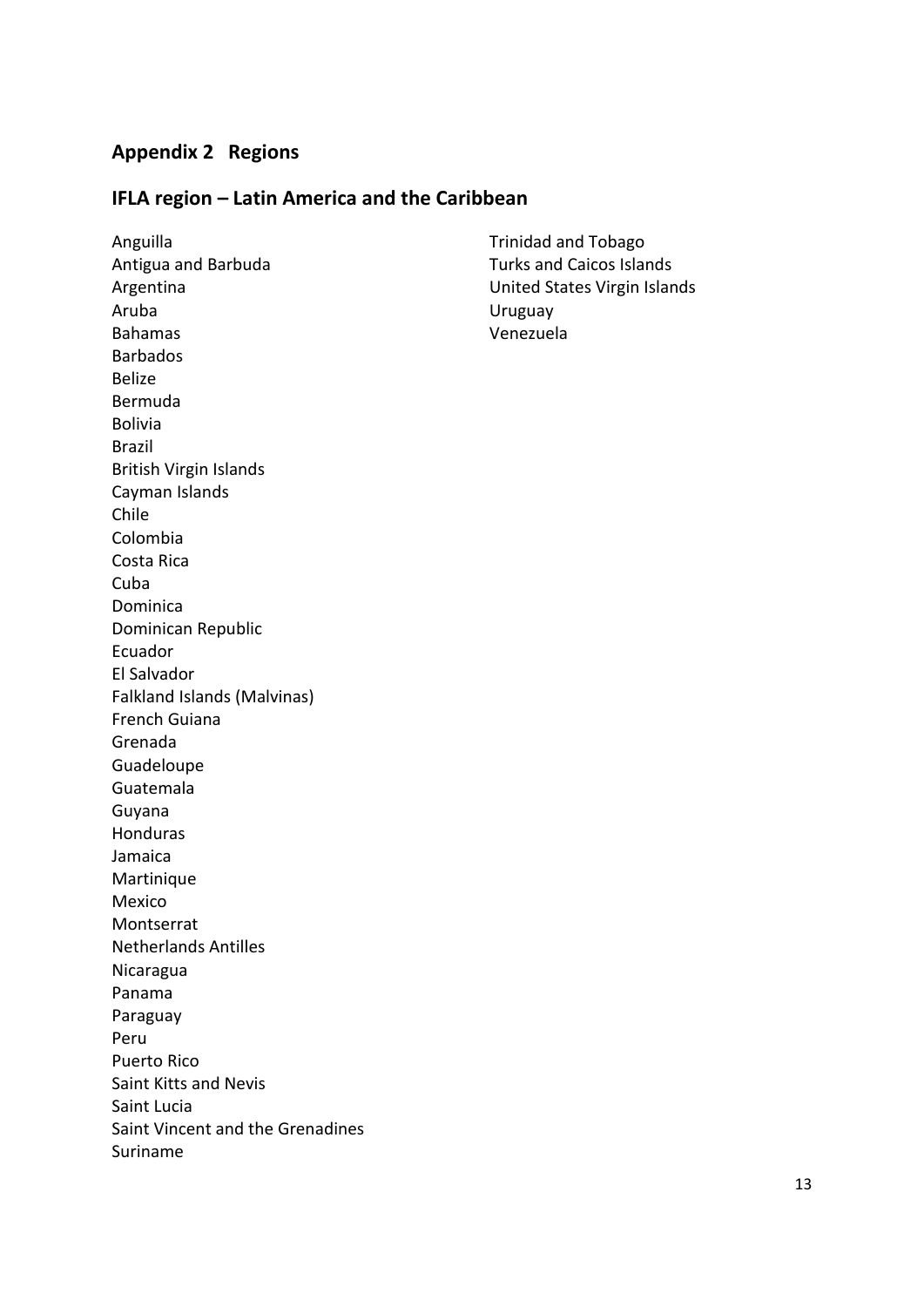## Appendix 2 Regions

## IFLA region – Latin America and the Caribbean

Anguilla
Antigua and Barbuda
Argentina
Aruba
Bahamas
Barbados
Belize
Bermuda
Bolivia
Brazil
British Virgin Islands
Cayman Islands
Chile
Colombia
Costa Rica
Cuba
Dominica
Dominican Republic
Ecuador
El Salvador
Falkland Islands (Malvinas)
French Guiana
Grenada
Guadeloupe
Guatemala
Guyana
Honduras
Jamaica
Martinique
Mexico
Montserrat
Netherlands Antilles
Nicaragua
Panama
Paraguay
Peru
Puerto Rico
Saint Kitts and Nevis
Saint Lucia
Saint Vincent and the Grenadines
Suriname
Trinidad and Tobago
Turks and Caicos Islands
United States Virgin Islands
Uruguay
Venezuela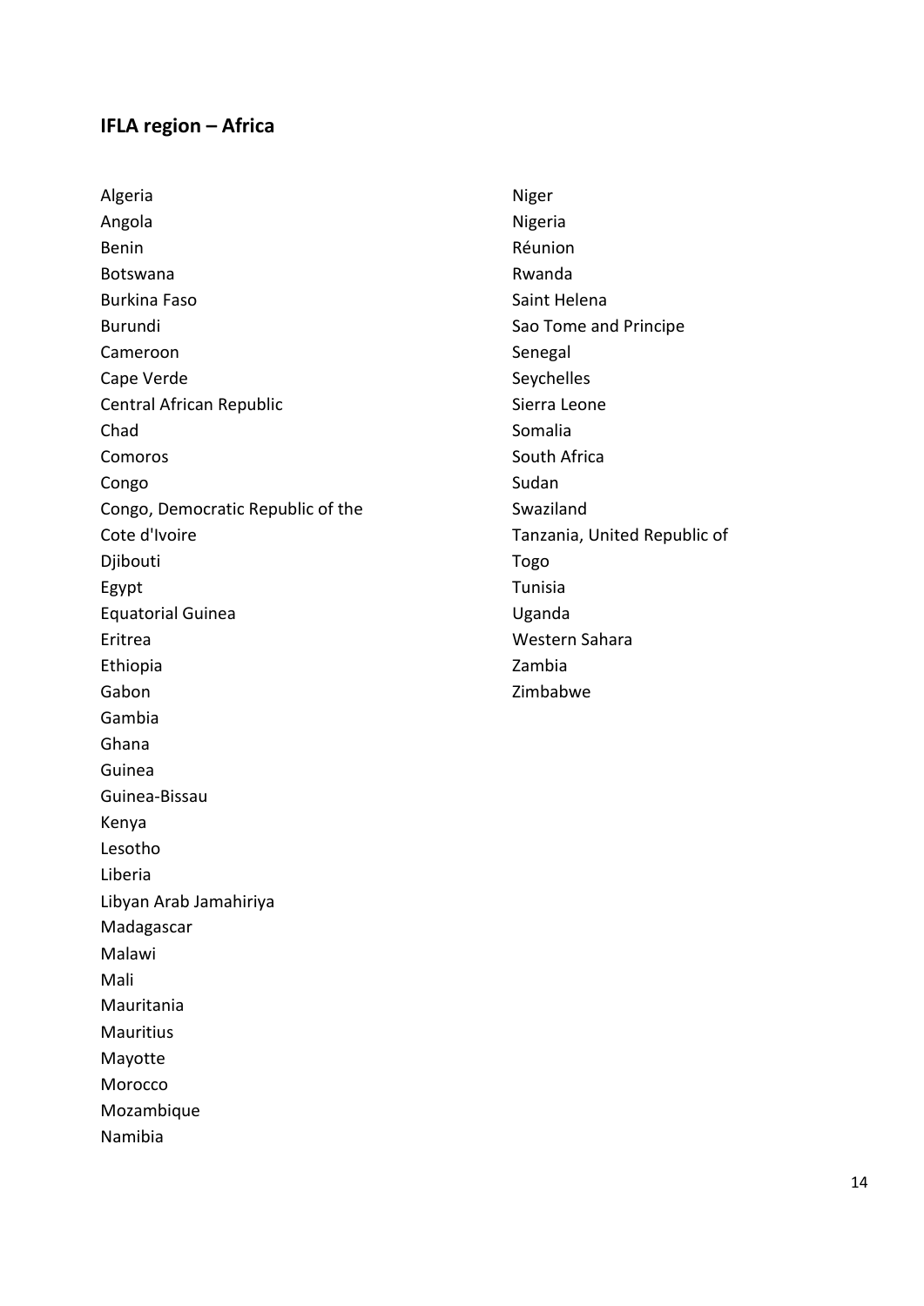## IFLA region – Africa

Algeria
Angola
Benin
Botswana
Burkina Faso
Burundi
Cameroon
Cape Verde
Central African Republic
Chad
Comoros
Congo
Congo, Democratic Republic of the
Cote d'Ivoire
Djibouti
Egypt
Equatorial Guinea
Eritrea
Ethiopia
Gabon
Gambia
Ghana
Guinea
Guinea-Bissau
Kenya
Lesotho
Liberia
Libyan Arab Jamahiriya
Madagascar
Malawi
Mali
Mauritania
Mauritius
Mayotte
Morocco
Mozambique
Namibia
Niger
Nigeria
Réunion
Rwanda
Saint Helena
Sao Tome and Principe
Senegal
Seychelles
Sierra Leone
Somalia
South Africa
Sudan
Swaziland
Tanzania, United Republic of
Togo
Tunisia
Uganda
Western Sahara
Zambia
Zimbabwe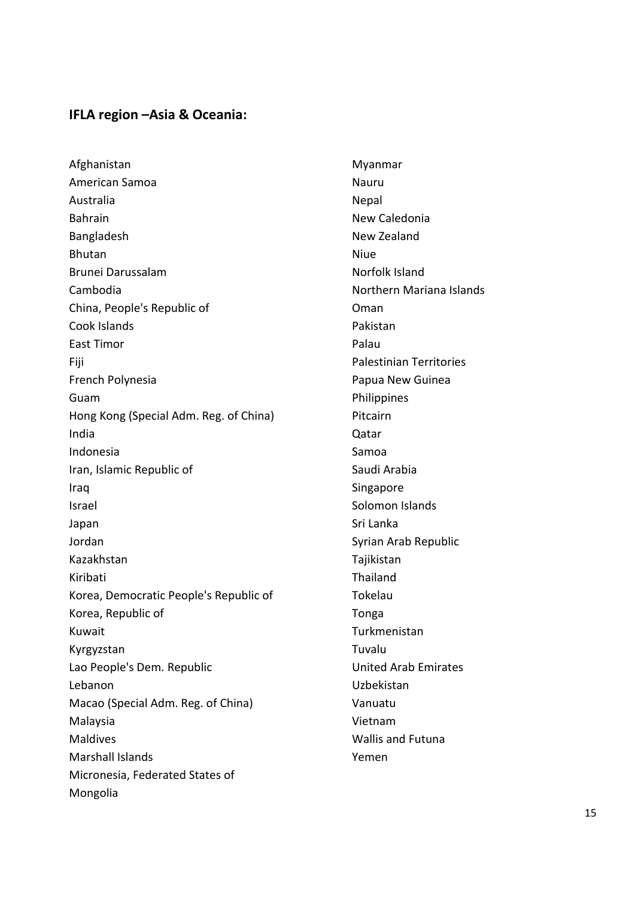## IFLA region –Asia & Oceania:

Afghanistan
American Samoa
Australia
Bahrain
Bangladesh
Bhutan
Brunei Darussalam
Cambodia
China, People's Republic of
Cook Islands
East Timor
Fiji
French Polynesia
Guam
Hong Kong (Special Adm. Reg. of China)
India
Indonesia
Iran, Islamic Republic of
Iraq
Israel
Japan
Jordan
Kazakhstan
Kiribati
Korea, Democratic People's Republic of
Korea, Republic of
Kuwait
Kyrgyzstan
Lao People's Dem. Republic
Lebanon
Macao (Special Adm. Reg. of China)
Malaysia
Maldives
Marshall Islands
Micronesia, Federated States of
Mongolia
Myanmar
Nauru
Nepal
New Caledonia
New Zealand
Niue
Norfolk Island
Northern Mariana Islands
Oman
Pakistan
Palau
Palestinian Territories
Papua New Guinea
Philippines
Pitcairn
Qatar
Samoa
Saudi Arabia
Singapore
Solomon Islands
Sri Lanka
Syrian Arab Republic
Tajikistan
Thailand
Tokelau
Tonga
Turkmenistan
Tuvalu
United Arab Emirates
Uzbekistan
Vanuatu
Vietnam
Wallis and Futuna
Yemen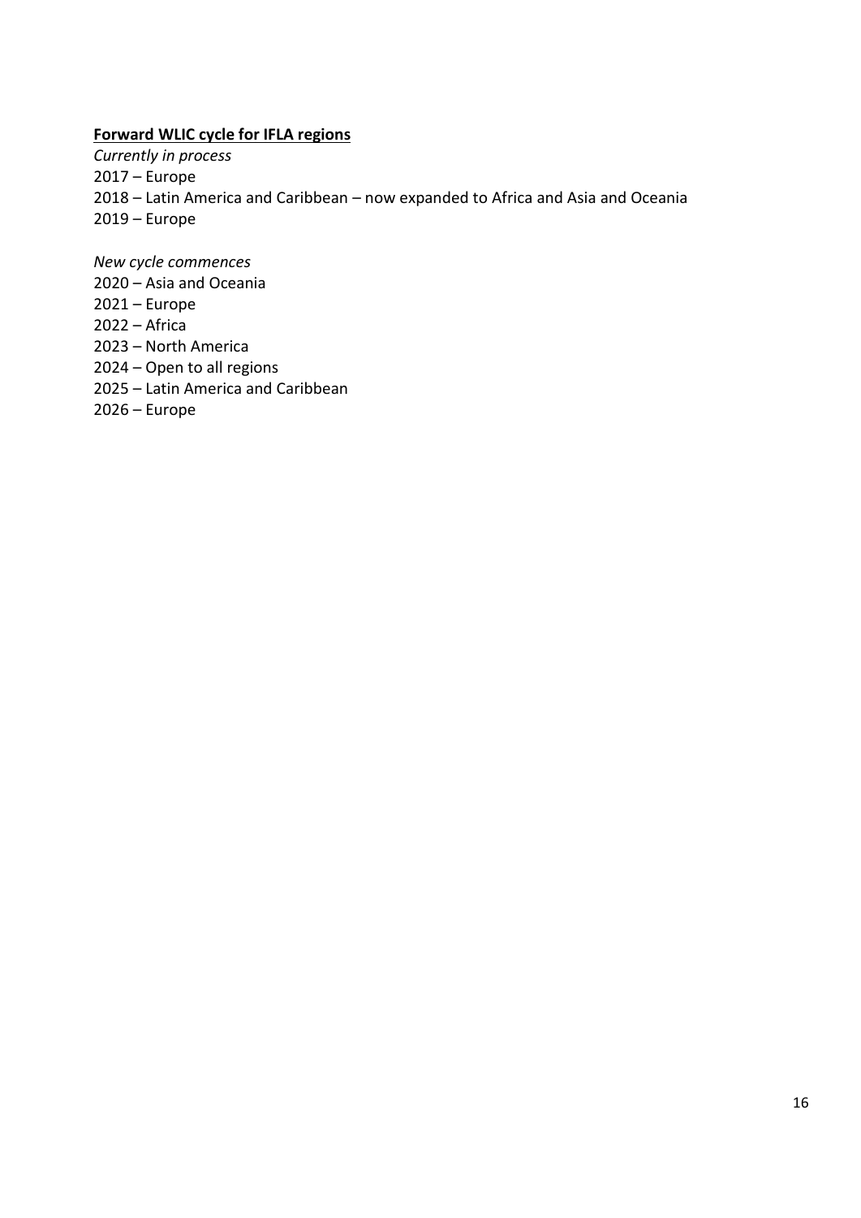**Forward WLIC cycle for IFLA regions**

*Currently in process*
2017 – Europe
2018 – Latin America and Caribbean – now expanded to Africa and Asia and Oceania
2019 – Europe

*New cycle commences*
2020 – Asia and Oceania
2021 – Europe
2022 – Africa
2023 – North America
2024 – Open to all regions
2025 – Latin America and Caribbean
2026 – Europe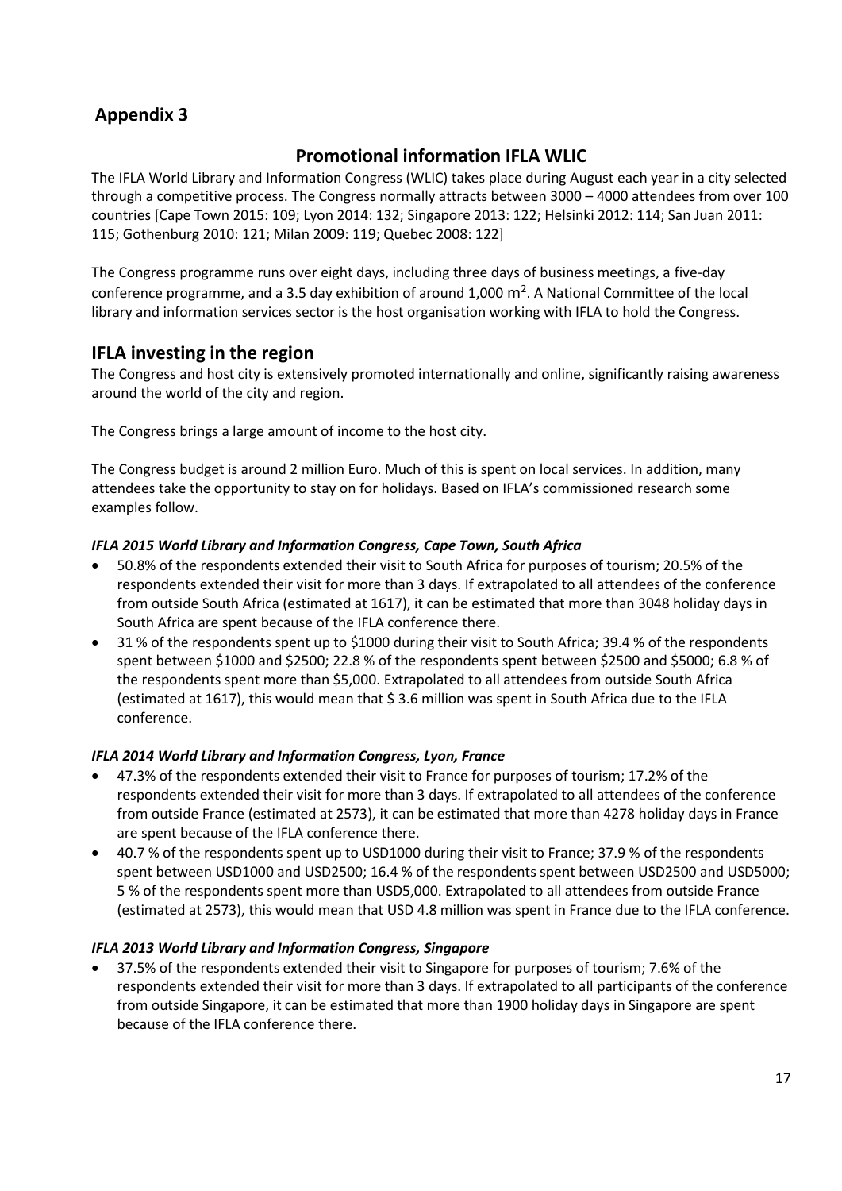# Appendix 3

## Promotional information IFLA WLIC

The IFLA World Library and Information Congress (WLIC) takes place during August each year in a city selected through a competitive process. The Congress normally attracts between 3000 – 4000 attendees from over 100 countries [Cape Town 2015: 109; Lyon 2014: 132; Singapore 2013: 122; Helsinki 2012: 114; San Juan 2011: 115; Gothenburg 2010: 121; Milan 2009: 119; Quebec 2008: 122]

The Congress programme runs over eight days, including three days of business meetings, a five-day conference programme, and a 3.5 day exhibition of around 1,000 $m^2$. A National Committee of the local library and information services sector is the host organisation working with IFLA to hold the Congress.

## IFLA investing in the region

The Congress and host city is extensively promoted internationally and online, significantly raising awareness around the world of the city and region.

The Congress brings a large amount of income to the host city.

The Congress budget is around 2 million Euro. Much of this is spent on local services. In addition, many attendees take the opportunity to stay on for holidays. Based on IFLA's commissioned research some examples follow.

***IFLA 2015 World Library and Information Congress, Cape Town, South Africa***

- 50.8% of the respondents extended their visit to South Africa for purposes of tourism; 20.5% of the respondents extended their visit for more than 3 days. If extrapolated to all attendees of the conference from outside South Africa (estimated at 1617), it can be estimated that more than 3048 holiday days in South Africa are spent because of the IFLA conference there.
- 31 % of the respondents spent up to $1000 during their visit to South Africa; 39.4 % of the respondents spent between $1000 and $2500; 22.8 % of the respondents spent between $2500 and $5000; 6.8 % of the respondents spent more than $5,000. Extrapolated to all attendees from outside South Africa (estimated at 1617), this would mean that $ 3.6 million was spent in South Africa due to the IFLA conference.

***IFLA 2014 World Library and Information Congress, Lyon, France***

- 47.3% of the respondents extended their visit to France for purposes of tourism; 17.2% of the respondents extended their visit for more than 3 days. If extrapolated to all attendees of the conference from outside France (estimated at 2573), it can be estimated that more than 4278 holiday days in France are spent because of the IFLA conference there.
- 40.7 % of the respondents spent up to USD1000 during their visit to France; 37.9 % of the respondents spent between USD1000 and USD2500; 16.4 % of the respondents spent between USD2500 and USD5000; 5 % of the respondents spent more than USD5,000. Extrapolated to all attendees from outside France (estimated at 2573), this would mean that USD 4.8 million was spent in France due to the IFLA conference.

***IFLA 2013 World Library and Information Congress, Singapore***

- 37.5% of the respondents extended their visit to Singapore for purposes of tourism; 7.6% of the respondents extended their visit for more than 3 days. If extrapolated to all participants of the conference from outside Singapore, it can be estimated that more than 1900 holiday days in Singapore are spent because of the IFLA conference there.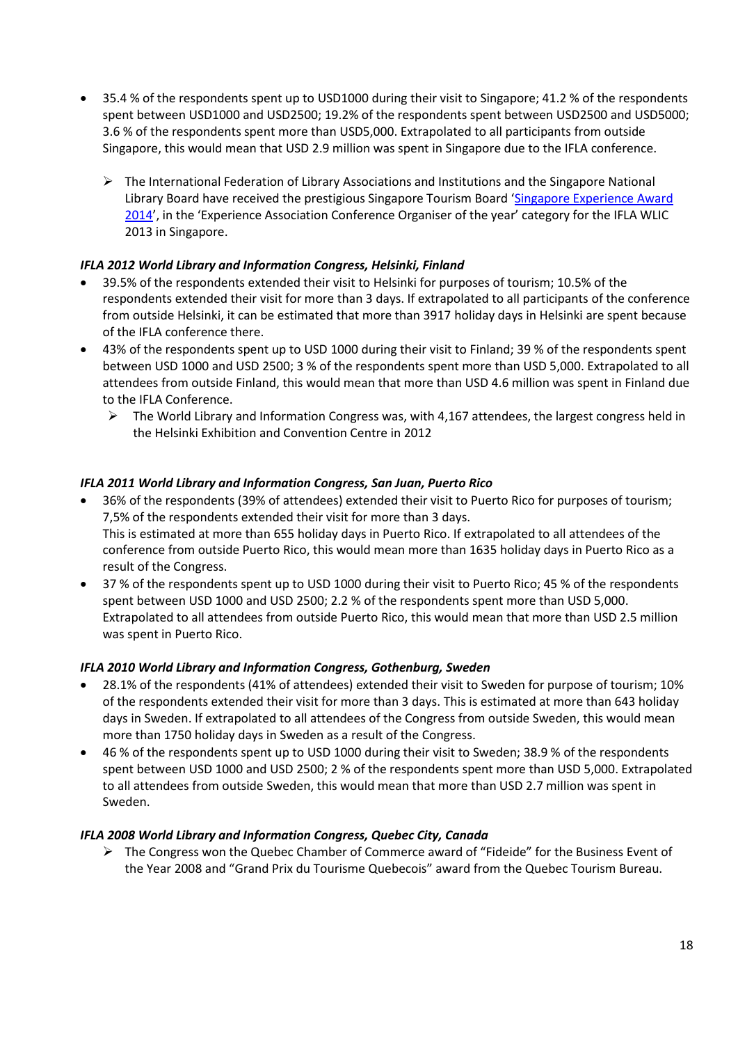- 35.4 % of the respondents spent up to USD1000 during their visit to Singapore; 41.2 % of the respondents spent between USD1000 and USD2500; 19.2% of the respondents spent between USD2500 and USD5000; 3.6 % of the respondents spent more than USD5,000. Extrapolated to all participants from outside Singapore, this would mean that USD 2.9 million was spent in Singapore due to the IFLA conference.

  - The International Federation of Library Associations and Institutions and the Singapore National Library Board have received the prestigious Singapore Tourism Board '[Singapore Experience Award 2014](#)', in the 'Experience Association Conference Organiser of the year' category for the IFLA WLIC 2013 in Singapore.

***IFLA 2012 World Library and Information Congress, Helsinki, Finland***

- 39.5% of the respondents extended their visit to Helsinki for purposes of tourism; 10.5% of the respondents extended their visit for more than 3 days. If extrapolated to all participants of the conference from outside Helsinki, it can be estimated that more than 3917 holiday days in Helsinki are spent because of the IFLA conference there.
- 43% of the respondents spent up to USD 1000 during their visit to Finland; 39 % of the respondents spent between USD 1000 and USD 2500; 3 % of the respondents spent more than USD 5,000. Extrapolated to all attendees from outside Finland, this would mean that more than USD 4.6 million was spent in Finland due to the IFLA Conference.
  - The World Library and Information Congress was, with 4,167 attendees, the largest congress held in the Helsinki Exhibition and Convention Centre in 2012

***IFLA 2011 World Library and Information Congress, San Juan, Puerto Rico***

- 36% of the respondents (39% of attendees) extended their visit to Puerto Rico for purposes of tourism; 7,5% of the respondents extended their visit for more than 3 days.
  This is estimated at more than 655 holiday days in Puerto Rico. If extrapolated to all attendees of the conference from outside Puerto Rico, this would mean more than 1635 holiday days in Puerto Rico as a result of the Congress.
- 37 % of the respondents spent up to USD 1000 during their visit to Puerto Rico; 45 % of the respondents spent between USD 1000 and USD 2500; 2.2 % of the respondents spent more than USD 5,000. Extrapolated to all attendees from outside Puerto Rico, this would mean that more than USD 2.5 million was spent in Puerto Rico.

***IFLA 2010 World Library and Information Congress, Gothenburg, Sweden***

- 28.1% of the respondents (41% of attendees) extended their visit to Sweden for purpose of tourism; 10% of the respondents extended their visit for more than 3 days. This is estimated at more than 643 holiday days in Sweden. If extrapolated to all attendees of the Congress from outside Sweden, this would mean more than 1750 holiday days in Sweden as a result of the Congress.
- 46 % of the respondents spent up to USD 1000 during their visit to Sweden; 38.9 % of the respondents spent between USD 1000 and USD 2500; 2 % of the respondents spent more than USD 5,000. Extrapolated to all attendees from outside Sweden, this would mean that more than USD 2.7 million was spent in Sweden.

***IFLA 2008 World Library and Information Congress, Quebec City, Canada***

- The Congress won the Quebec Chamber of Commerce award of "Fideide" for the Business Event of the Year 2008 and "Grand Prix du Tourisme Quebecois" award from the Quebec Tourism Bureau.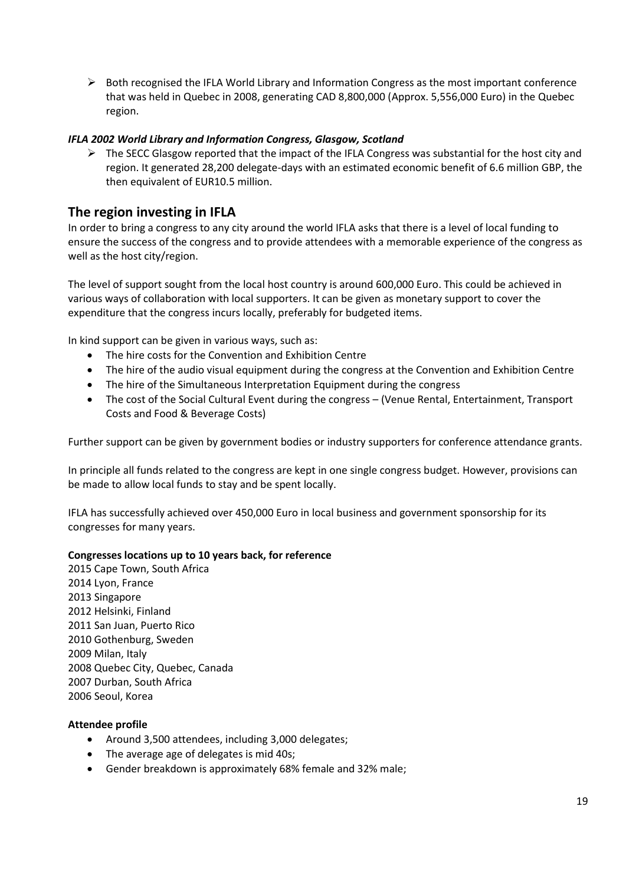- Both recognised the IFLA World Library and Information Congress as the most important conference that was held in Quebec in 2008, generating CAD 8,800,000 (Approx. 5,556,000 Euro) in the Quebec region.

***IFLA 2002 World Library and Information Congress, Glasgow, Scotland***

- The SECC Glasgow reported that the impact of the IFLA Congress was substantial for the host city and region. It generated 28,200 delegate-days with an estimated economic benefit of 6.6 million GBP, the then equivalent of EUR10.5 million.

## The region investing in IFLA

In order to bring a congress to any city around the world IFLA asks that there is a level of local funding to ensure the success of the congress and to provide attendees with a memorable experience of the congress as well as the host city/region.

The level of support sought from the local host country is around 600,000 Euro. This could be achieved in various ways of collaboration with local supporters. It can be given as monetary support to cover the expenditure that the congress incurs locally, preferably for budgeted items.

In kind support can be given in various ways, such as:

- The hire costs for the Convention and Exhibition Centre
- The hire of the audio visual equipment during the congress at the Convention and Exhibition Centre
- The hire of the Simultaneous Interpretation Equipment during the congress
- The cost of the Social Cultural Event during the congress – (Venue Rental, Entertainment, Transport Costs and Food & Beverage Costs)

Further support can be given by government bodies or industry supporters for conference attendance grants.

In principle all funds related to the congress are kept in one single congress budget. However, provisions can be made to allow local funds to stay and be spent locally.

IFLA has successfully achieved over 450,000 Euro in local business and government sponsorship for its congresses for many years.

**Congresses locations up to 10 years back, for reference**

2015 Cape Town, South Africa
2014 Lyon, France
2013 Singapore
2012 Helsinki, Finland
2011 San Juan, Puerto Rico
2010 Gothenburg, Sweden
2009 Milan, Italy
2008 Quebec City, Quebec, Canada
2007 Durban, South Africa
2006 Seoul, Korea

**Attendee profile**

- Around 3,500 attendees, including 3,000 delegates;
- The average age of delegates is mid 40s;
- Gender breakdown is approximately 68% female and 32% male;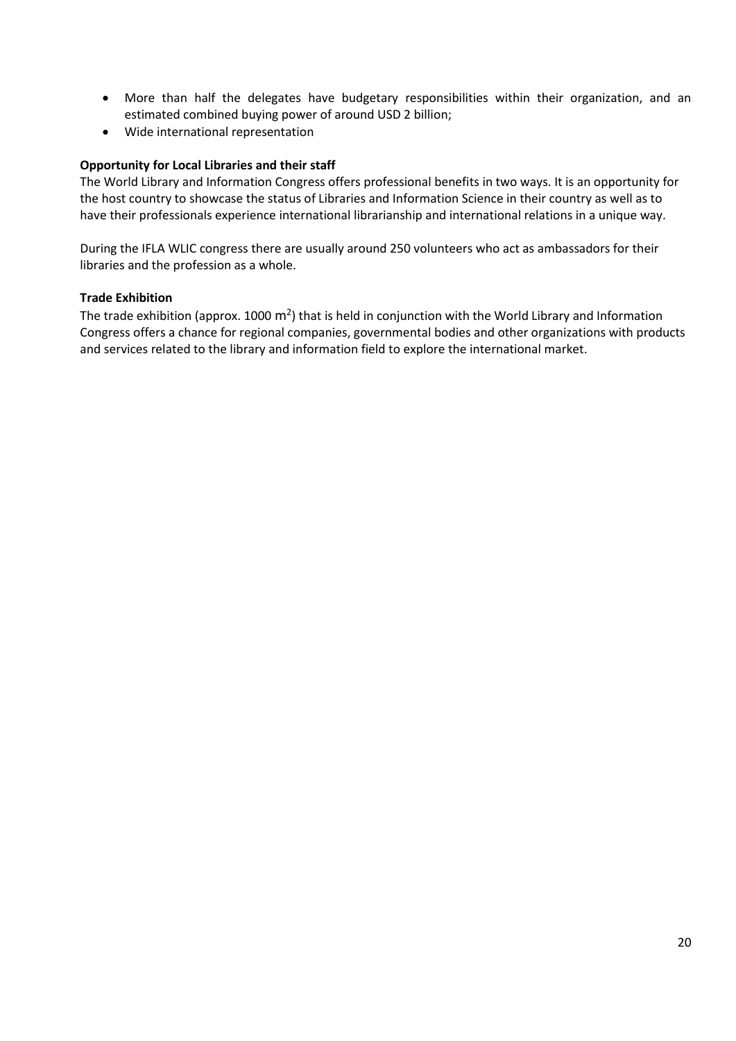- More than half the delegates have budgetary responsibilities within their organization, and an estimated combined buying power of around USD 2 billion;
- Wide international representation

**Opportunity for Local Libraries and their staff**

The World Library and Information Congress offers professional benefits in two ways. It is an opportunity for the host country to showcase the status of Libraries and Information Science in their country as well as to have their professionals experience international librarianship and international relations in a unique way.

During the IFLA WLIC congress there are usually around 250 volunteers who act as ambassadors for their libraries and the profession as a whole.

**Trade Exhibition**

The trade exhibition (approx. 1000 $m^2$) that is held in conjunction with the World Library and Information Congress offers a chance for regional companies, governmental bodies and other organizations with products and services related to the library and information field to explore the international market.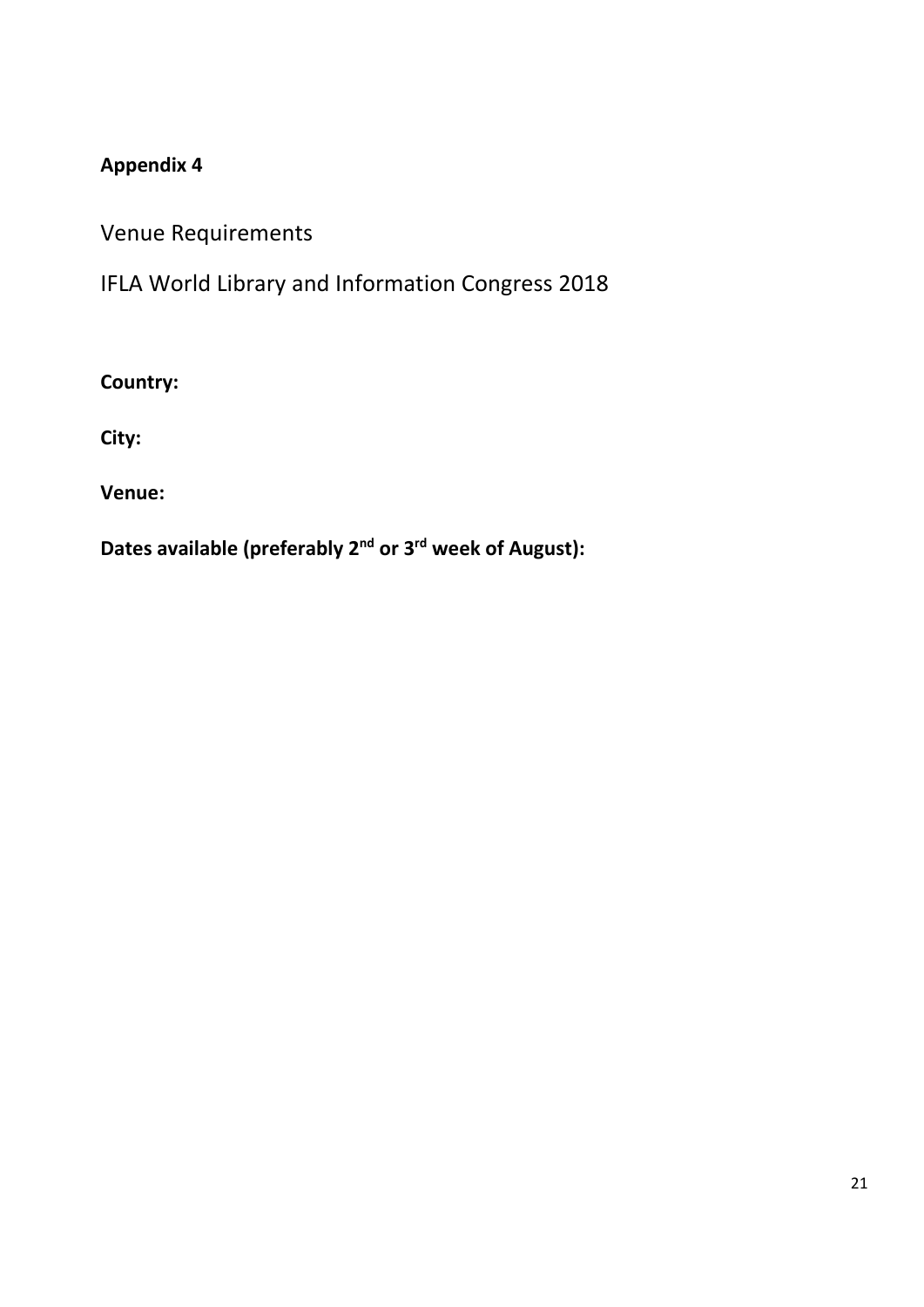**Appendix 4**

Venue Requirements

IFLA World Library and Information Congress 2018

**Country:**

**City:**

**Venue:**

**Dates available (preferably 2nd or 3rd week of August):**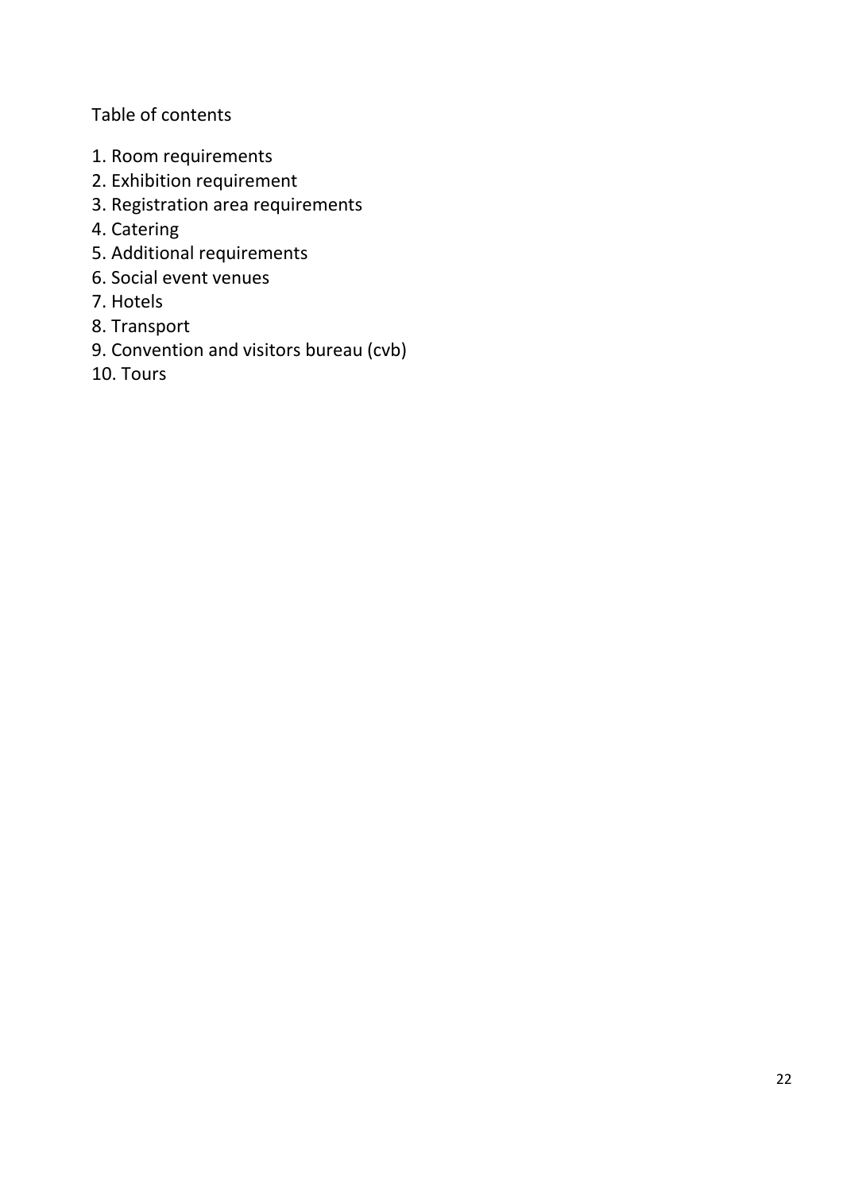Table of contents

1. Room requirements
2. Exhibition requirement
3. Registration area requirements
4. Catering
5. Additional requirements
6. Social event venues
7. Hotels
8. Transport
9. Convention and visitors bureau (cvb)
10. Tours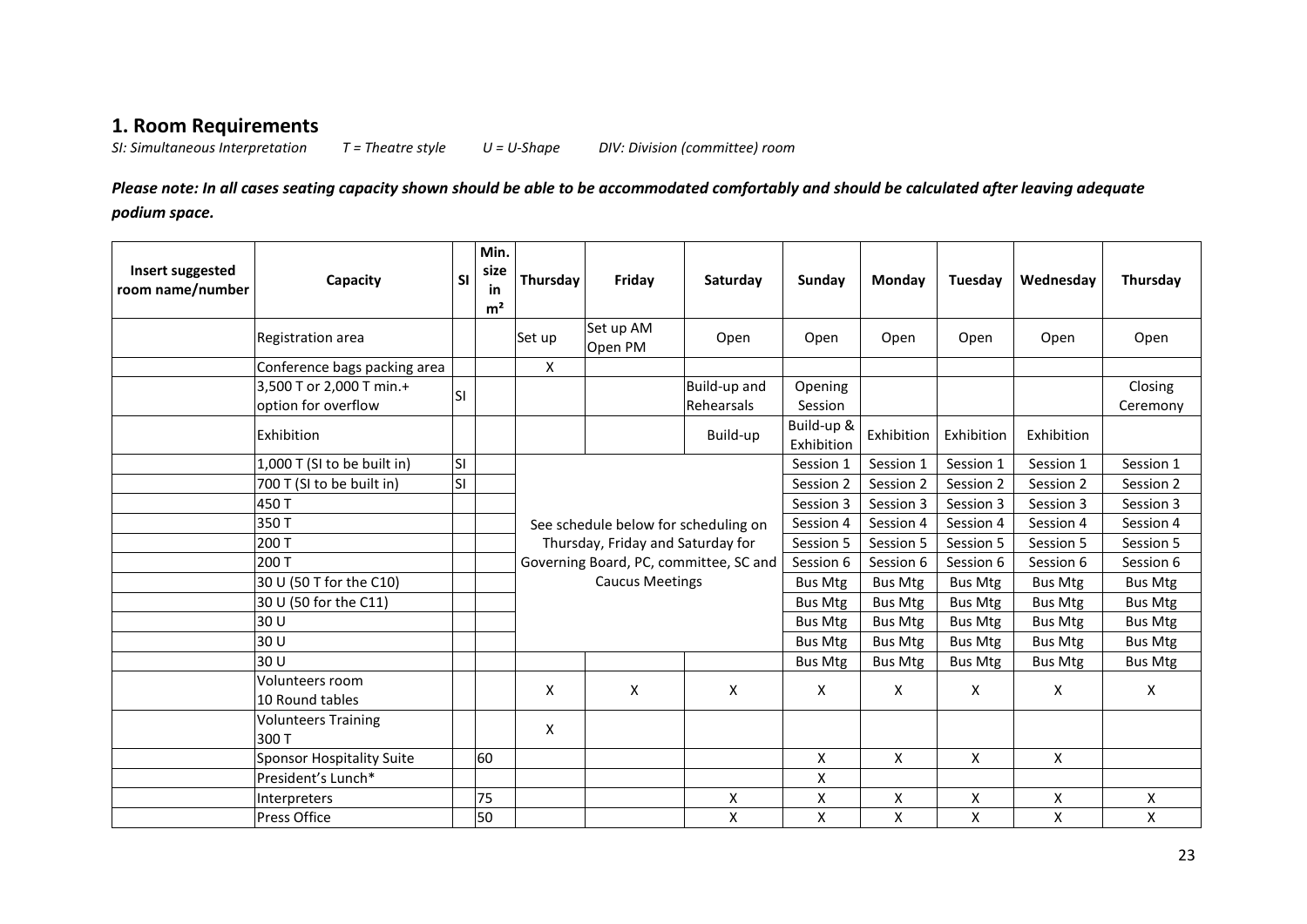## 1. Room Requirements

*SI: Simultaneous Interpretation    T = Theatre style    U = U-Shape    DIV: Division (committee) room*

***Please note: In all cases seating capacity shown should be able to be accommodated comfortably and should be calculated after leaving adequate podium space.***

| Insert suggested room name/number | Capacity | SI | Min. size in m² | Thursday | Friday | Saturday | Sunday | Monday | Tuesday | Wednesday | Thursday |
|---|---|---|---|---|---|---|---|---|---|---|---|
| | Registration area | | | Set up | Set up AM Open PM | Open | Open | Open | Open | Open | Open |
| | Conference bags packing area | | | X | | | | | | | |
| | 3,500 T or 2,000 T min.+ option for overflow | SI | | | | Build-up and Rehearsals | Opening Session | | | | Closing Ceremony |
| | Exhibition | | | | | Build-up | Build-up & Exhibition | Exhibition | Exhibition | Exhibition | |
| | 1,000 T (SI to be built in) | SI | | See schedule below for scheduling on Thursday, Friday and Saturday for Governing Board, PC, committee, SC and Caucus Meetings | | | Session 1 | Session 1 | Session 1 | Session 1 | Session 1 |
| | 700 T (SI to be built in) | SI | | | | | Session 2 | Session 2 | Session 2 | Session 2 | Session 2 |
| | 450 T | | | | | | Session 3 | Session 3 | Session 3 | Session 3 | Session 3 |
| | 350 T | | | | | | Session 4 | Session 4 | Session 4 | Session 4 | Session 4 |
| | 200 T | | | | | | Session 5 | Session 5 | Session 5 | Session 5 | Session 5 |
| | 200 T | | | | | | Session 6 | Session 6 | Session 6 | Session 6 | Session 6 |
| | 30 U (50 T for the C10) | | | | | | Bus Mtg | Bus Mtg | Bus Mtg | Bus Mtg | Bus Mtg |
| | 30 U (50 for the C11) | | | | | | Bus Mtg | Bus Mtg | Bus Mtg | Bus Mtg | Bus Mtg |
| | 30 U | | | | | | Bus Mtg | Bus Mtg | Bus Mtg | Bus Mtg | Bus Mtg |
| | 30 U | | | | | | Bus Mtg | Bus Mtg | Bus Mtg | Bus Mtg | Bus Mtg |
| | 30 U | | | | | | Bus Mtg | Bus Mtg | Bus Mtg | Bus Mtg | Bus Mtg |
| | Volunteers room 10 Round tables | | | X | X | X | X | X | X | X | X |
| | Volunteers Training 300 T | | | X | | | | | | | |
| | Sponsor Hospitality Suite | | 60 | | | | X | X | X | X | |
| | President's Lunch* | | | | | | X | | | | |
| | Interpreters | | 75 | | | X | X | X | X | X | X |
| | Press Office | | 50 | | | X | X | X | X | X | X |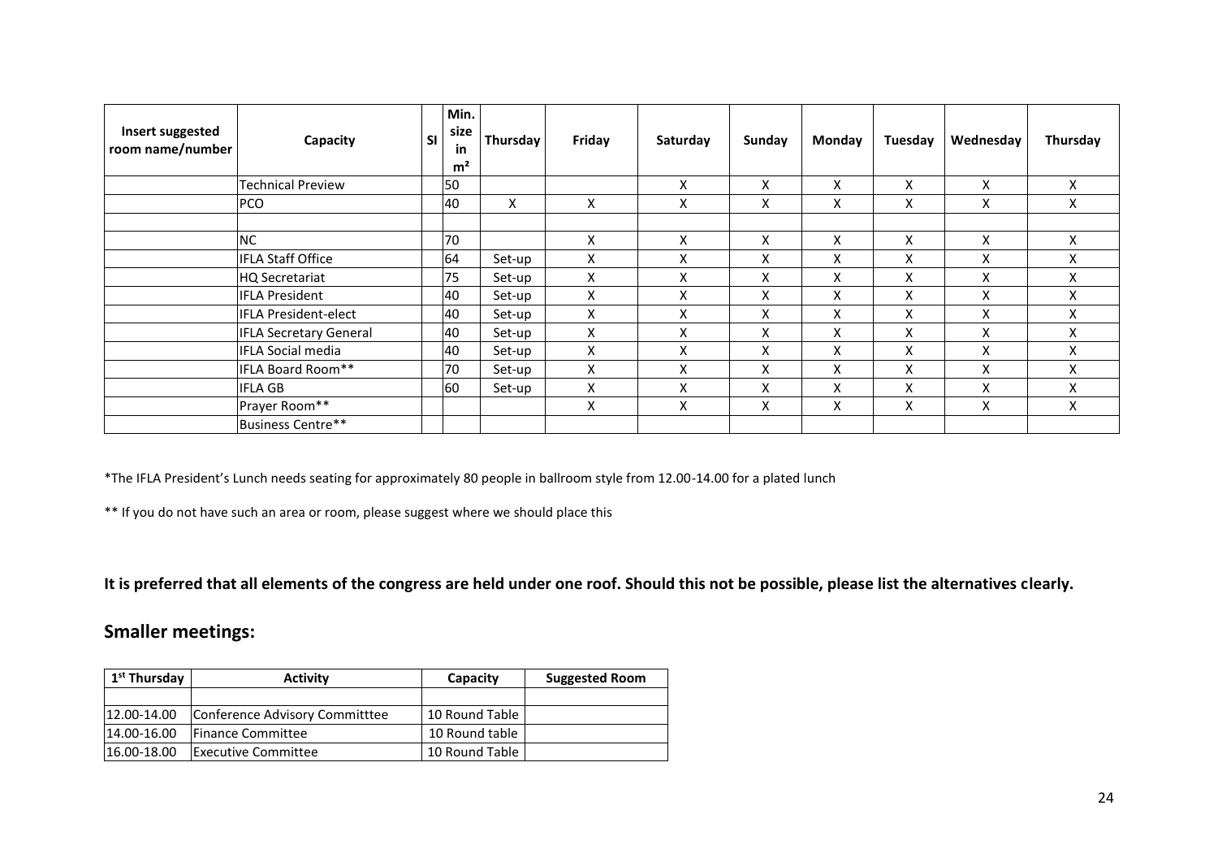| Insert suggested room name/number | Capacity | SI | Min. size in m² | Thursday | Friday | Saturday | Sunday | Monday | Tuesday | Wednesday | Thursday |
|---|---|---|---|---|---|---|---|---|---|---|---|
| | Technical Preview | | 50 | | | X | X | X | X | X | X |
| | PCO | | 40 | X | X | X | X | X | X | X | X |
| | | | | | | | | | | | |
| | NC | | 70 | | X | X | X | X | X | X | X |
| | IFLA Staff Office | | 64 | Set-up | X | X | X | X | X | X | X |
| | HQ Secretariat | | 75 | Set-up | X | X | X | X | X | X | X |
| | IFLA President | | 40 | Set-up | X | X | X | X | X | X | X |
| | IFLA President-elect | | 40 | Set-up | X | X | X | X | X | X | X |
| | IFLA Secretary General | | 40 | Set-up | X | X | X | X | X | X | X |
| | IFLA Social media | | 40 | Set-up | X | X | X | X | X | X | X |
| | IFLA Board Room** | | 70 | Set-up | X | X | X | X | X | X | X |
| | IFLA GB | | 60 | Set-up | X | X | X | X | X | X | X |
| | Prayer Room** | | | | X | X | X | X | X | X | X |
| | Business Centre** | | | | | | | | | | |

*The IFLA President's Lunch needs seating for approximately 80 people in ballroom style from 12.00-14.00 for a plated lunch

** If you do not have such an area or room, please suggest where we should place this

**It is preferred that all elements of the congress are held under one roof. Should this not be possible, please list the alternatives clearly.**

## Smaller meetings:

| 1st Thursday | Activity | Capacity | Suggested Room |
|---|---|---|---|
| | | | |
| 12.00-14.00 | Conference Advisory Committtee | 10 Round Table | |
| 14.00-16.00 | Finance Committee | 10 Round table | |
| 16.00-18.00 | Executive Committee | 10 Round Table | |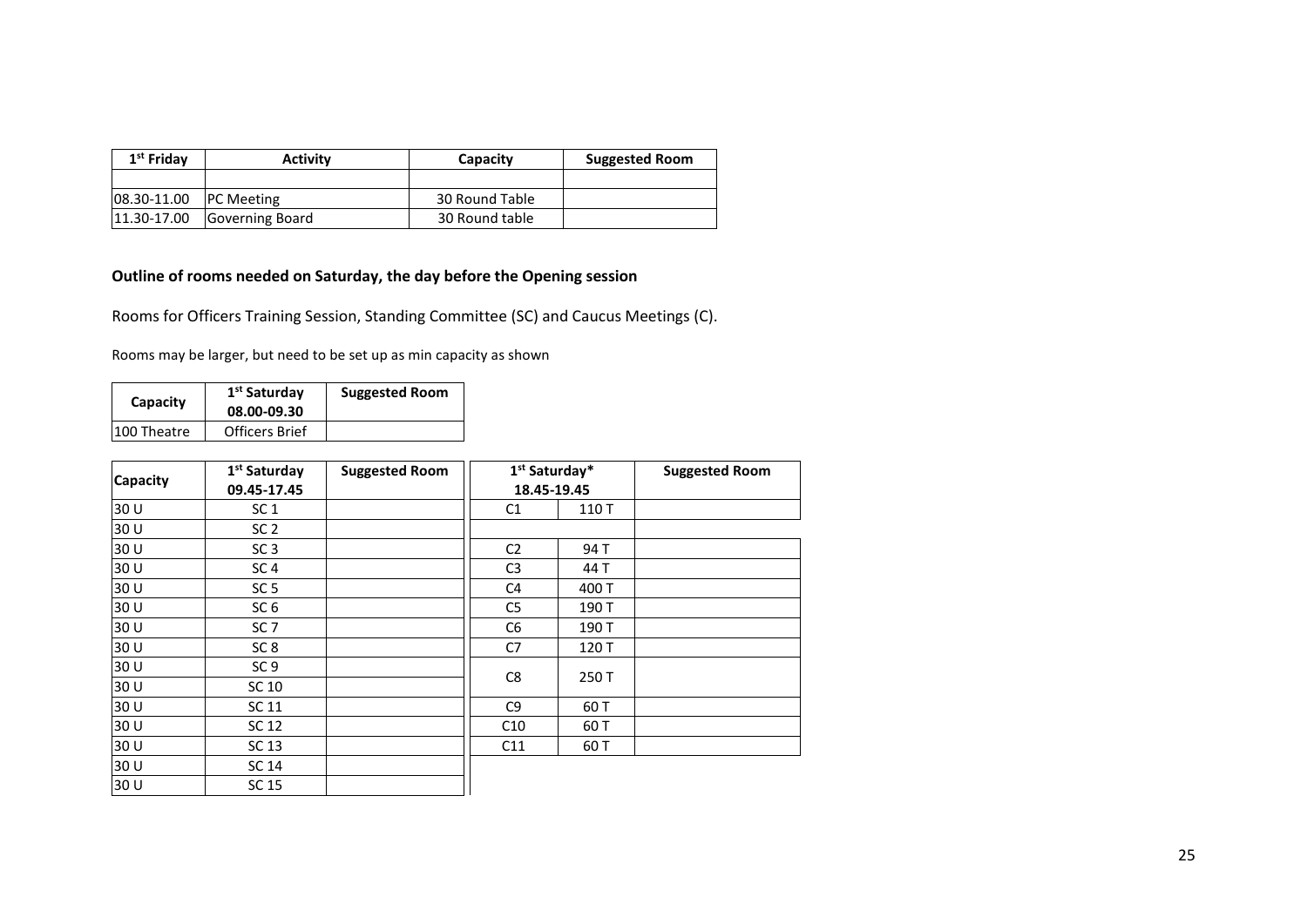| 1st Friday | Activity | Capacity | Suggested Room |
|---|---|---|---|
| | | | |
| 08.30-11.00 | PC Meeting | 30 Round Table | |
| 11.30-17.00 | Governing Board | 30 Round table | |

**Outline of rooms needed on Saturday, the day before the Opening session**

Rooms for Officers Training Session, Standing Committee (SC) and Caucus Meetings (C).

Rooms may be larger, but need to be set up as min capacity as shown

| Capacity | 1st Saturday 08.00-09.30 | Suggested Room |
|---|---|---|
| 100 Theatre | Officers Brief | |

| Capacity | 1st Saturday 09.45-17.45 | Suggested Room |
|---|---|---|
| 30 U | SC 1 | |
| 30 U | SC 2 | |
| 30 U | SC 3 | |
| 30 U | SC 4 | |
| 30 U | SC 5 | |
| 30 U | SC 6 | |
| 30 U | SC 7 | |
| 30 U | SC 8 | |
| 30 U | SC 9 | |
| 30 U | SC 10 | |
| 30 U | SC 11 | |
| 30 U | SC 12 | |
| 30 U | SC 13 | |
| 30 U | SC 14 | |
| 30 U | SC 15 | |

| 1st Saturday* 18.45-19.45 | | Suggested Room |
|---|---|---|
| C1 | 110 T | |
| | | |
| C2 | 94 T | |
| C3 | 44 T | |
| C4 | 400 T | |
| C5 | 190 T | |
| C6 | 190 T | |
| C7 | 120 T | |
| C8 | 250 T | |
| C9 | 60 T | |
| C10 | 60 T | |
| C11 | 60 T | |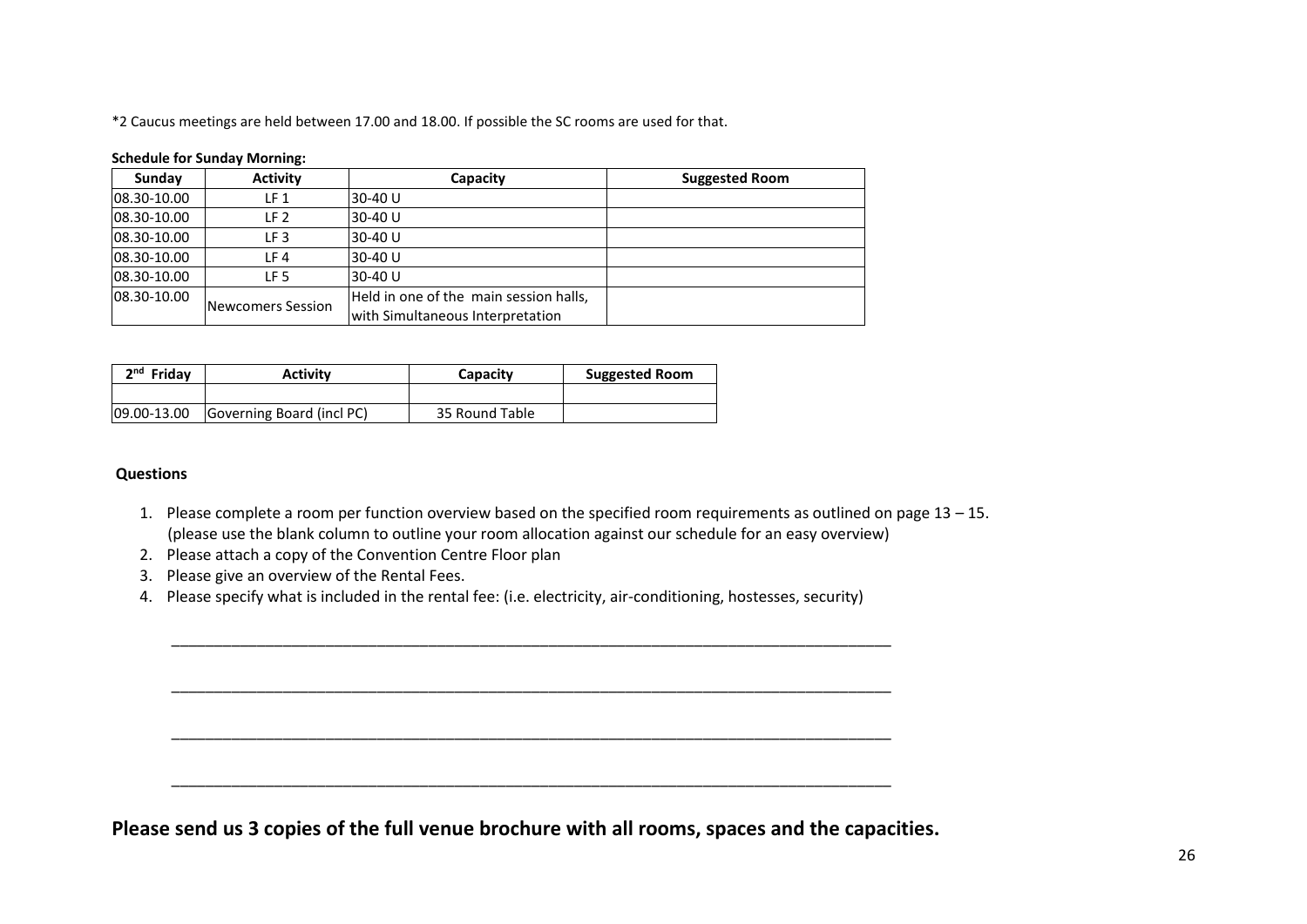*2 Caucus meetings are held between 17.00 and 18.00. If possible the SC rooms are used for that.

**Schedule for Sunday Morning:**

| Sunday | Activity | Capacity | Suggested Room |
|---|---|---|---|
| 08.30-10.00 | LF 1 | 30-40 U | |
| 08.30-10.00 | LF 2 | 30-40 U | |
| 08.30-10.00 | LF 3 | 30-40 U | |
| 08.30-10.00 | LF 4 | 30-40 U | |
| 08.30-10.00 | LF 5 | 30-40 U | |
| 08.30-10.00 | Newcomers Session | Held in one of the main session halls, with Simultaneous Interpretation | |

| 2nd Friday | Activity | Capacity | Suggested Room |
|---|---|---|---|
| | | | |
| 09.00-13.00 | Governing Board (incl PC) | 35 Round Table | |

**Questions**

1. Please complete a room per function overview based on the specified room requirements as outlined on page 13 – 15. (please use the blank column to outline your room allocation against our schedule for an easy overview)
2. Please attach a copy of the Convention Centre Floor plan
3. Please give an overview of the Rental Fees.
4. Please specify what is included in the rental fee: (i.e. electricity, air-conditioning, hostesses, security)

_______________________________________________________________________________

_______________________________________________________________________________

_______________________________________________________________________________

_______________________________________________________________________________

**Please send us 3 copies of the full venue brochure with all rooms, spaces and the capacities.**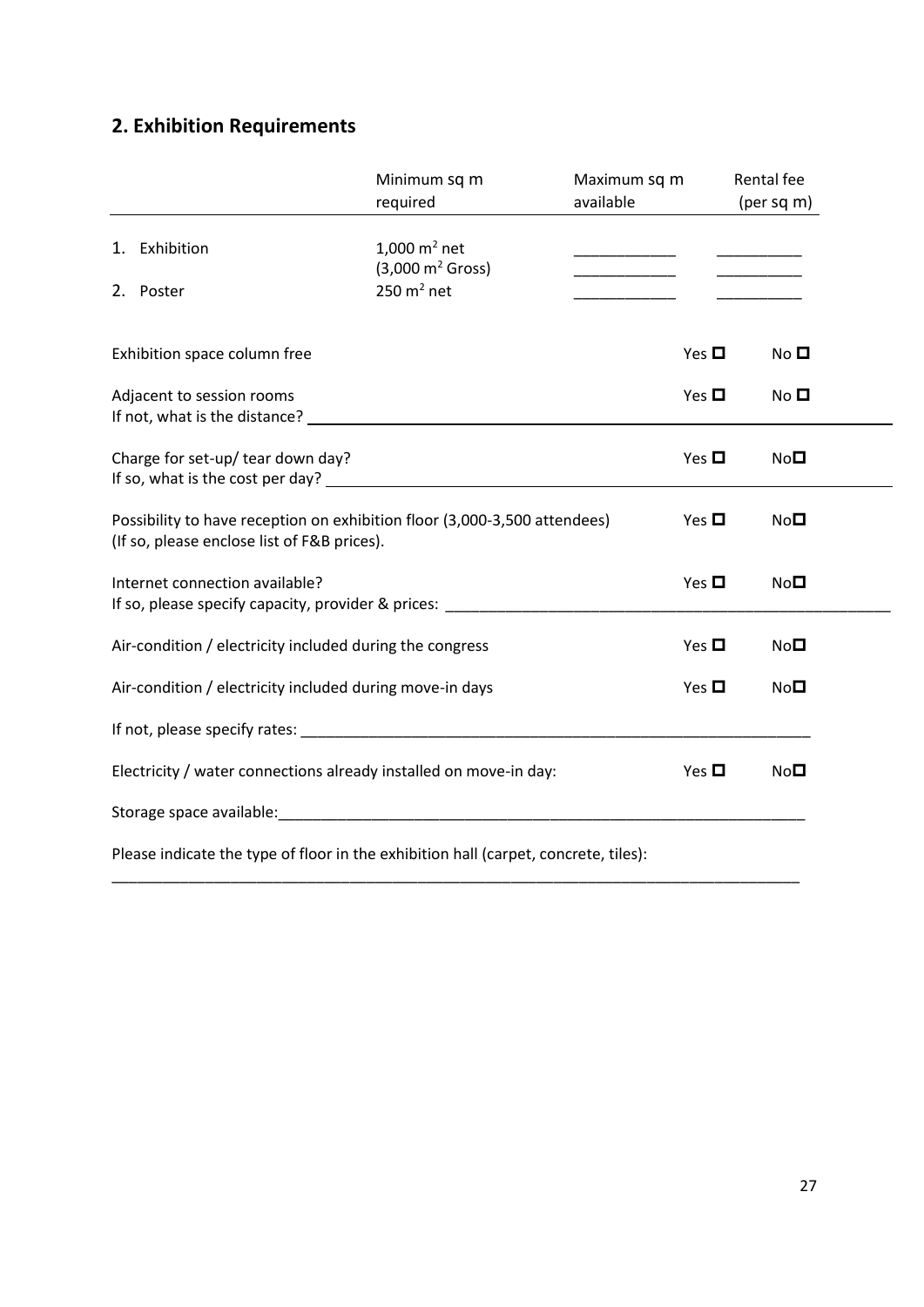## 2. Exhibition Requirements

| | Minimum sq m required | Maximum sq m available | Rental fee (per sq m) |
|---|---|---|---|
| 1. Exhibition | 1,000 $m^2$ net (3,000 $m^2$ Gross) | ____________ ____________ | __________ __________ |
| 2. Poster | 250 $m^2$ net | ____________ | __________ |

Exhibition space column free Yes ☐ No ☐

Adjacent to session rooms Yes ☐ No ☐
If not, what is the distance? ____________________________________________

Charge for set-up/ tear down day? Yes ☐ No☐
If so, what is the cost per day? ____________________________________________

Possibility to have reception on exhibition floor (3,000-3,500 attendees) Yes ☐ No☐
(If so, please enclose list of F&B prices).

Internet connection available? Yes ☐ No☐
If so, please specify capacity, provider & prices: ____________________________________________

Air-condition / electricity included during the congress Yes ☐ No☐

Air-condition / electricity included during move-in days Yes ☐ No☐

If not, please specify rates: ____________________________________________

Electricity / water connections already installed on move-in day: Yes ☐ No☐

Storage space available:____________________________________________

Please indicate the type of floor in the exhibition hall (carpet, concrete, tiles):
____________________________________________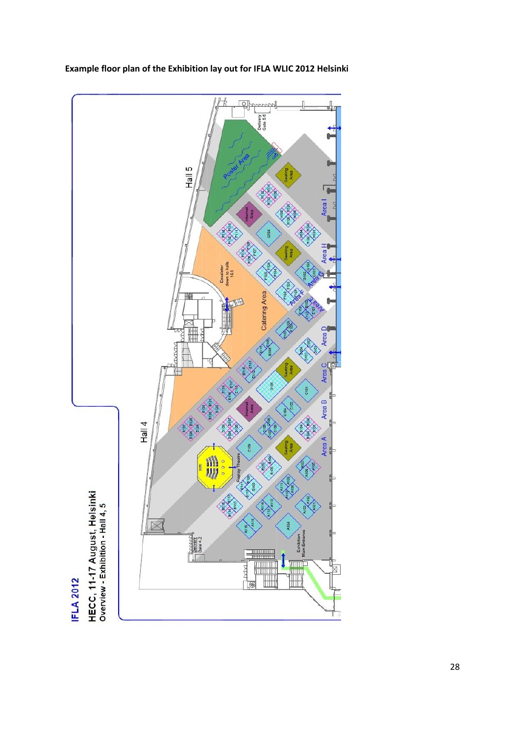**Example floor plan of the Exhibition lay out for IFLA WLIC 2012 Helsinki**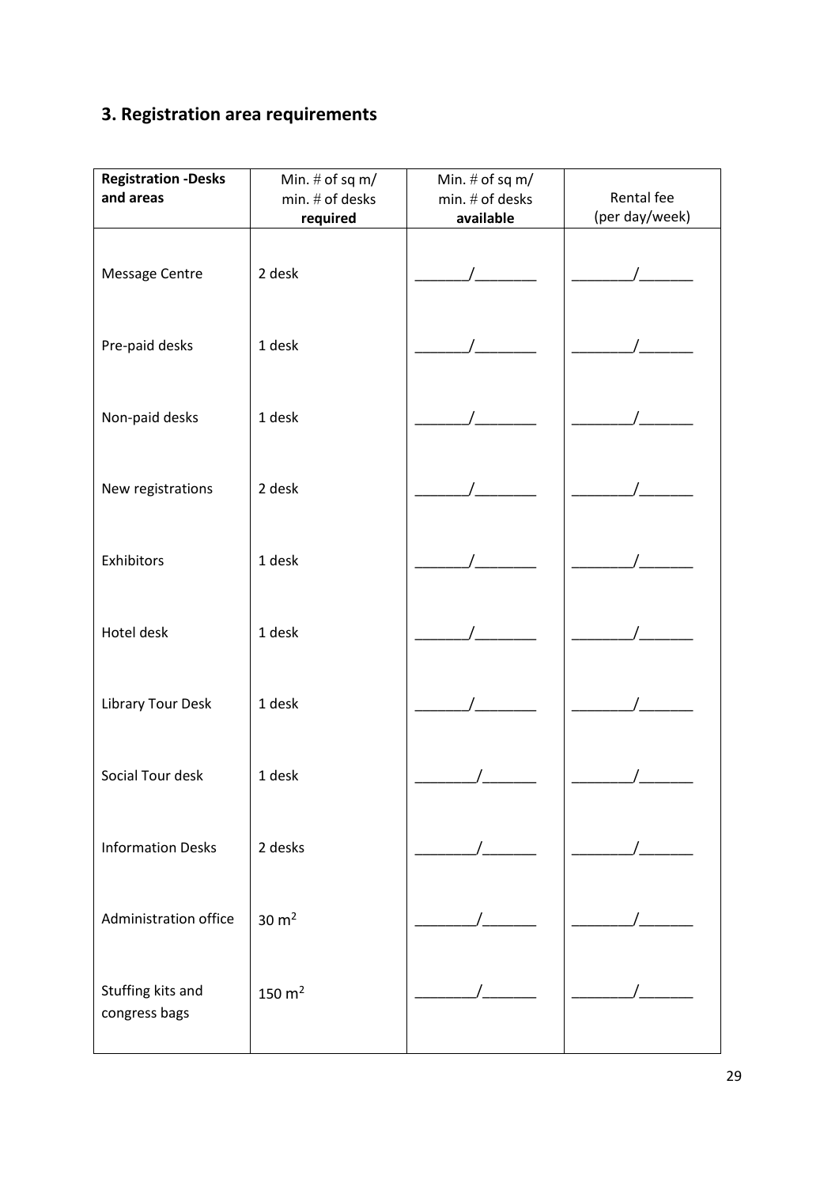## 3. Registration area requirements

| **Registration -Desks and areas** | Min. # of sq m/ min. # of desks **required** | Min. # of sq m/ min. # of desks **available** | Rental fee (per day/week) |
|---|---|---|---|
| Message Centre | 2 desk | _______/________ | ________/_______ |
| Pre-paid desks | 1 desk | _______/________ | ________/_______ |
| Non-paid desks | 1 desk | _______/________ | ________/_______ |
| New registrations | 2 desk | _______/________ | ________/_______ |
| Exhibitors | 1 desk | _______/________ | ________/_______ |
| Hotel desk | 1 desk | _______/________ | ________/_______ |
| Library Tour Desk | 1 desk | _______/________ | ________/_______ |
| Social Tour desk | 1 desk | ________/_______ | ________/_______ |
| Information Desks | 2 desks | ________/_______ | ________/_______ |
| Administration office | 30 $m^2$ | ________/_______ | ________/_______ |
| Stuffing kits and congress bags | 150 $m^2$ | ________/_______ | ________/_______ |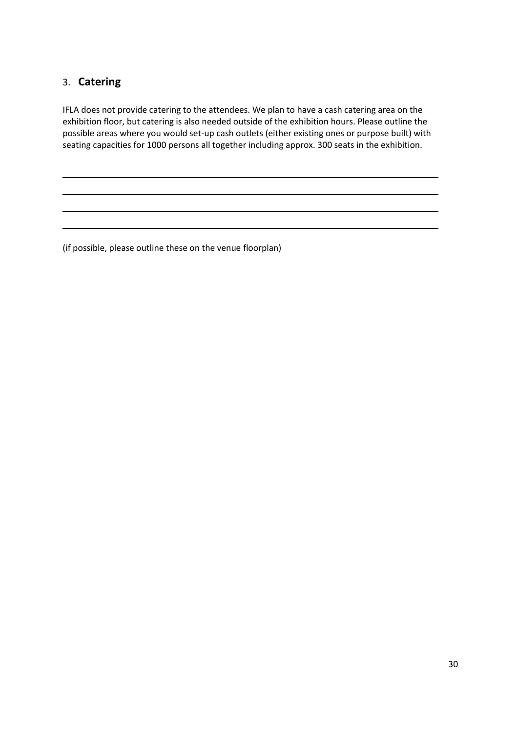## 3. **Catering**

IFLA does not provide catering to the attendees. We plan to have a cash catering area on the exhibition floor, but catering is also needed outside of the exhibition hours. Please outline the possible areas where you would set-up cash outlets (either existing ones or purpose built) with seating capacities for 1000 persons all together including approx. 300 seats in the exhibition.

---

---

---

---

(if possible, please outline these on the venue floorplan)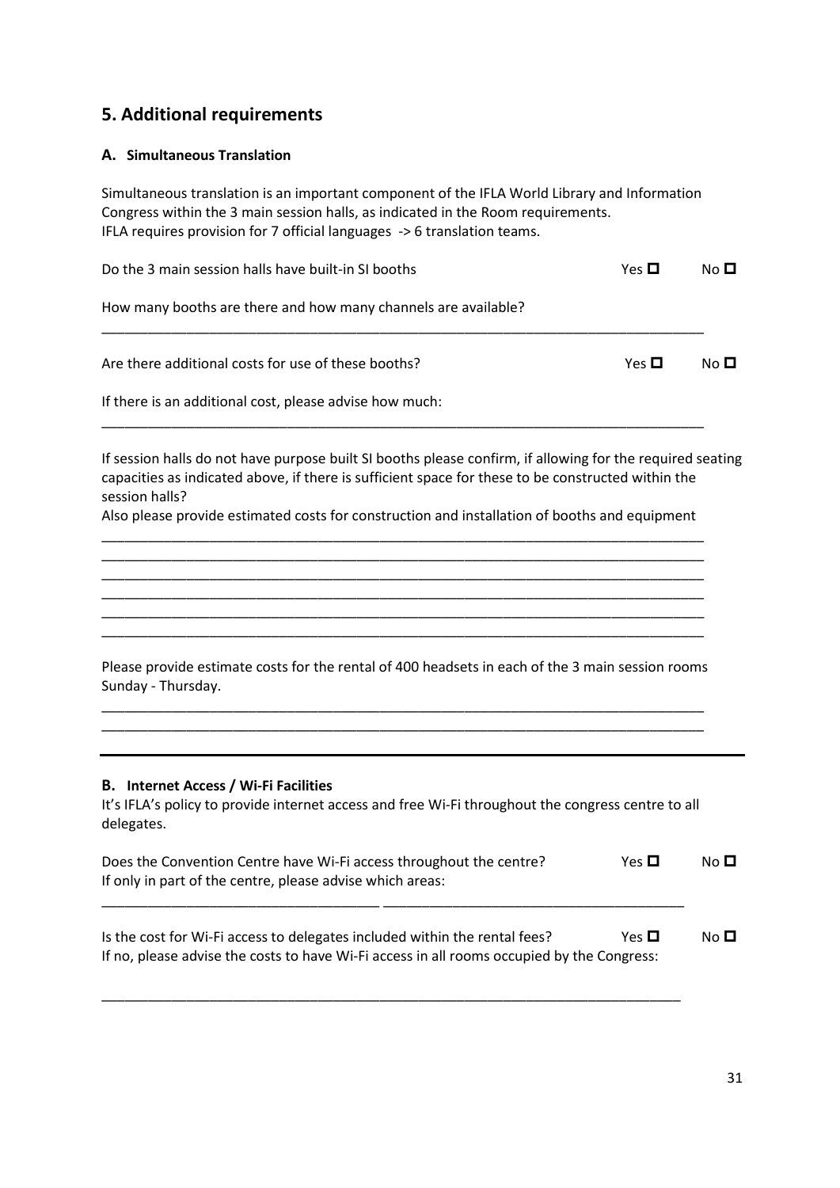## 5. Additional requirements

### A. Simultaneous Translation

Simultaneous translation is an important component of the IFLA World Library and Information Congress within the 3 main session halls, as indicated in the Room requirements.
IFLA requires provision for 7 official languages -> 6 translation teams.

Do the 3 main session halls have built-in SI booths Yes ☐ No ☐

How many booths are there and how many channels are available?

_______________________________________________________________________________

Are there additional costs for use of these booths? Yes ☐ No ☐

If there is an additional cost, please advise how much:

_______________________________________________________________________________

If session halls do not have purpose built SI booths please confirm, if allowing for the required seating capacities as indicated above, if there is sufficient space for these to be constructed within the session halls?
Also please provide estimated costs for construction and installation of booths and equipment

_______________________________________________________________________________
_______________________________________________________________________________
_______________________________________________________________________________
_______________________________________________________________________________
_______________________________________________________________________________
_______________________________________________________________________________

Please provide estimate costs for the rental of 400 headsets in each of the 3 main session rooms Sunday - Thursday.

_______________________________________________________________________________
_______________________________________________________________________________

---

### B. Internet Access / Wi-Fi Facilities

It's IFLA's policy to provide internet access and free Wi-Fi throughout the congress centre to all delegates.

Does the Convention Centre have Wi-Fi access throughout the centre? Yes ☐ No ☐
If only in part of the centre, please advise which areas:

_______________________________________________________________________________

Is the cost for Wi-Fi access to delegates included within the rental fees? Yes ☐ No ☐
If no, please advise the costs to have Wi-Fi access in all rooms occupied by the Congress:

_______________________________________________________________________________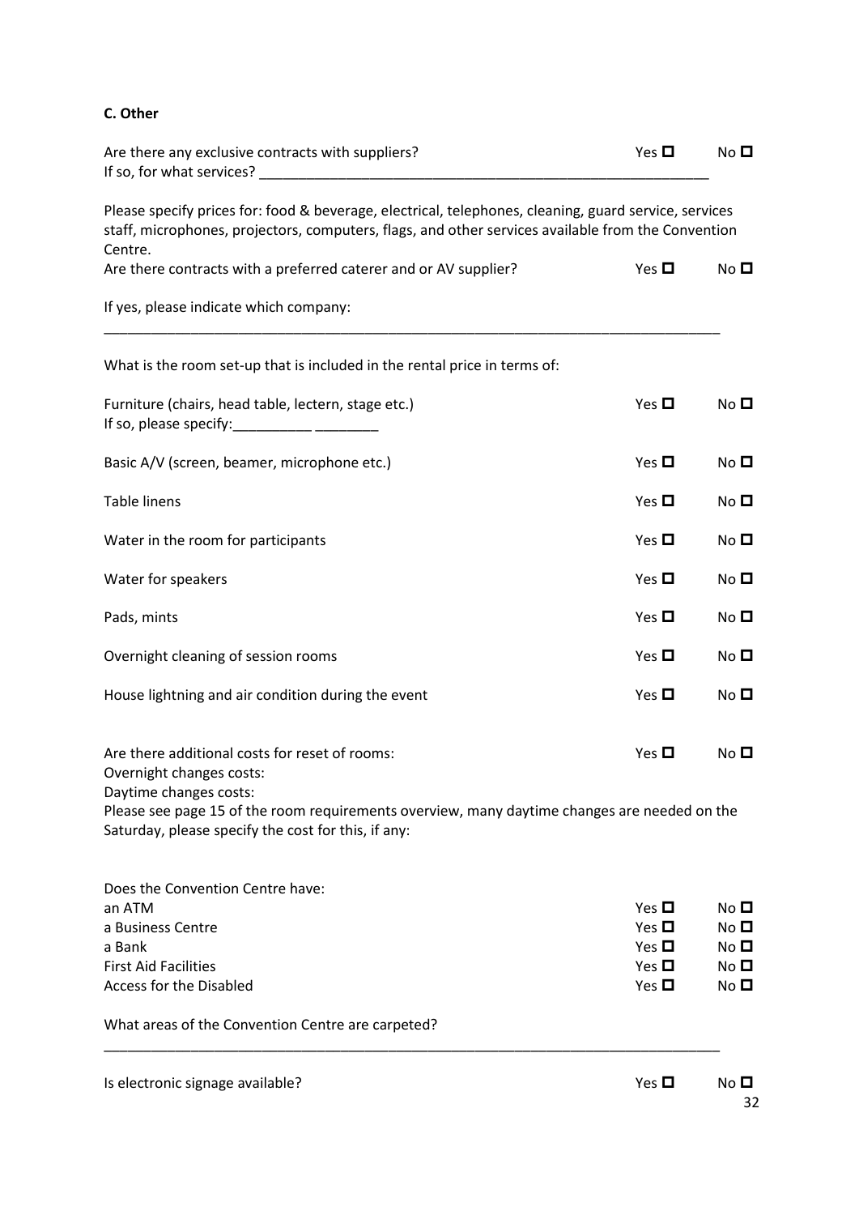**C. Other**

Are there any exclusive contracts with suppliers? Yes ☐ No ☐
If so, for what services? ___________________________________________________________

Please specify prices for: food & beverage, electrical, telephones, cleaning, guard service, services staff, microphones, projectors, computers, flags, and other services available from the Convention Centre.
Are there contracts with a preferred caterer and or AV supplier? Yes ☐ No ☐

If yes, please indicate which company:

_________________________________________________________________________________

What is the room set-up that is included in the rental price in terms of:

Furniture (chairs, head table, lectern, stage etc.) Yes ☐ No ☐
If so, please specify:__________ ________

Basic A/V (screen, beamer, microphone etc.) Yes ☐ No ☐

Table linens Yes ☐ No ☐

Water in the room for participants Yes ☐ No ☐

Water for speakers Yes ☐ No ☐

Pads, mints Yes ☐ No ☐

Overnight cleaning of session rooms Yes ☐ No ☐

House lightning and air condition during the event Yes ☐ No ☐

Are there additional costs for reset of rooms: Yes ☐ No ☐
Overnight changes costs:
Daytime changes costs:
Please see page 15 of the room requirements overview, many daytime changes are needed on the Saturday, please specify the cost for this, if any:

Does the Convention Centre have:
an ATM Yes ☐ No ☐
a Business Centre Yes ☐ No ☐
a Bank Yes ☐ No ☐
First Aid Facilities Yes ☐ No ☐
Access for the Disabled Yes ☐ No ☐

What areas of the Convention Centre are carpeted?

_________________________________________________________________________________

Is electronic signage available? Yes ☐ No ☐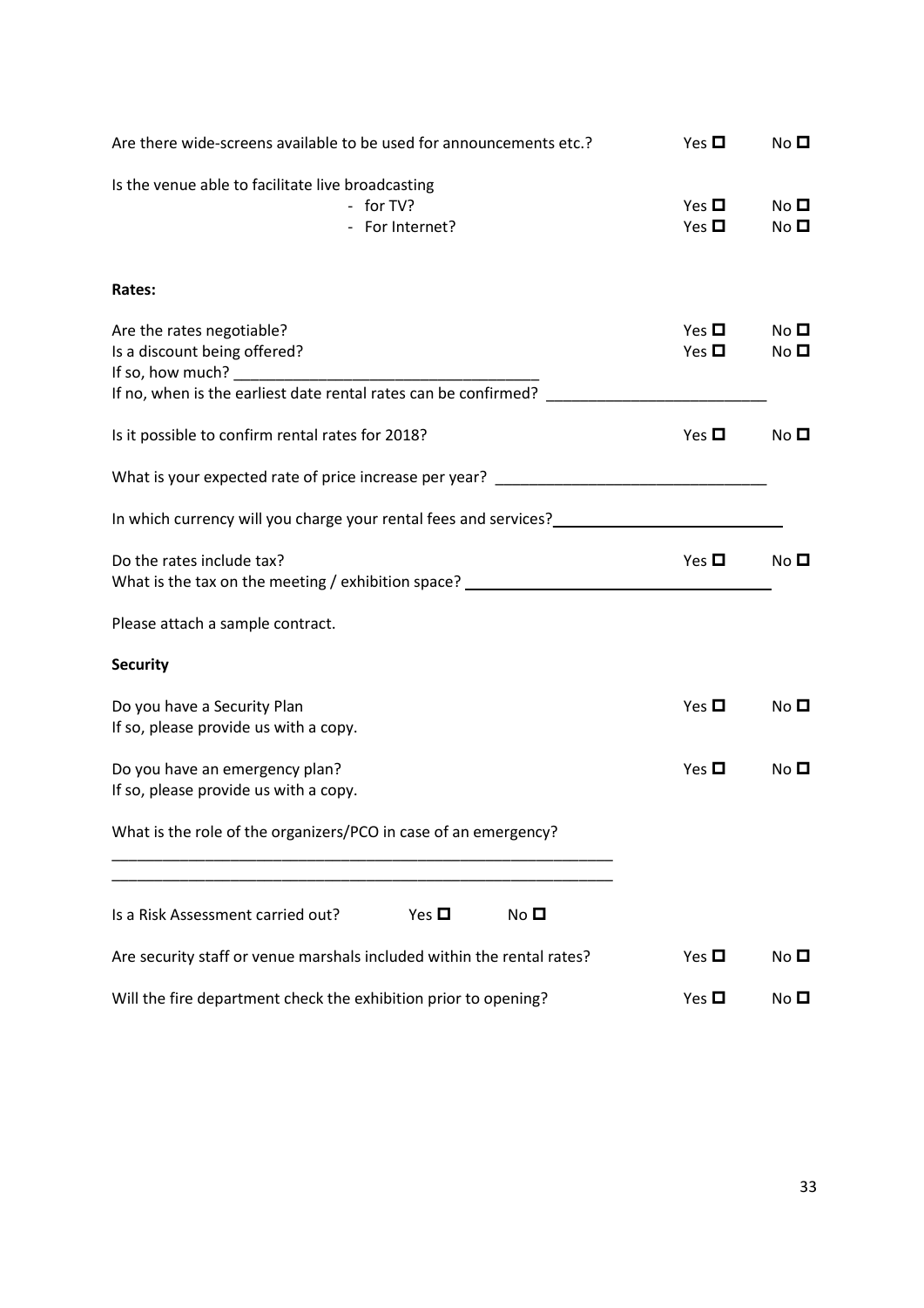Are there wide-screens available to be used for announcements etc.? Yes ☐ No ☐

Is the venue able to facilitate live broadcasting

- for TV? Yes ☐ No ☐
- For Internet? Yes ☐ No ☐

**Rates:**

Are the rates negotiable? Yes ☐ No ☐

Is a discount being offered? Yes ☐ No ☐

If so, how much? ____________________________________

If no, when is the earliest date rental rates can be confirmed? __________________________

Is it possible to confirm rental rates for 2018? Yes ☐ No ☐

What is your expected rate of price increase per year? ________________________________

In which currency will you charge your rental fees and services?___________________________

Do the rates include tax? Yes ☐ No ☐

What is the tax on the meeting / exhibition space? _____________________________________

Please attach a sample contract.

**Security**

Do you have a Security Plan Yes ☐ No ☐

If so, please provide us with a copy.

Do you have an emergency plan? Yes ☐ No ☐

If so, please provide us with a copy.

What is the role of the organizers/PCO in case of an emergency?

____________________________________________________________

____________________________________________________________

Is a Risk Assessment carried out? Yes ☐ No ☐

Are security staff or venue marshals included within the rental rates? Yes ☐ No ☐

Will the fire department check the exhibition prior to opening? Yes ☐ No ☐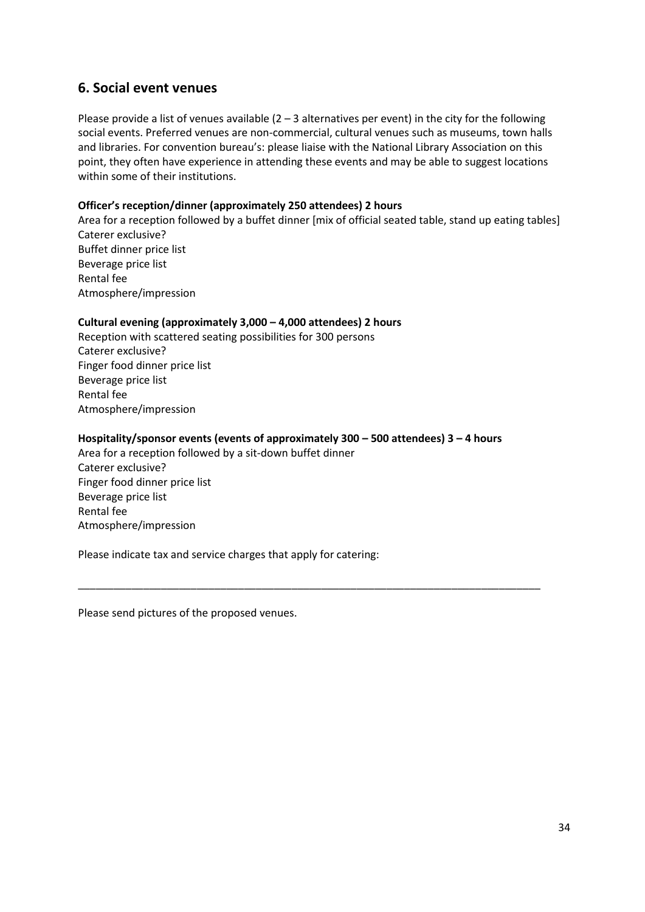## 6. Social event venues

Please provide a list of venues available (2 – 3 alternatives per event) in the city for the following social events. Preferred venues are non-commercial, cultural venues such as museums, town halls and libraries. For convention bureau's: please liaise with the National Library Association on this point, they often have experience in attending these events and may be able to suggest locations within some of their institutions.

**Officer's reception/dinner (approximately 250 attendees) 2 hours**
Area for a reception followed by a buffet dinner [mix of official seated table, stand up eating tables]
Caterer exclusive?
Buffet dinner price list
Beverage price list
Rental fee
Atmosphere/impression

**Cultural evening (approximately 3,000 – 4,000 attendees) 2 hours**
Reception with scattered seating possibilities for 300 persons
Caterer exclusive?
Finger food dinner price list
Beverage price list
Rental fee
Atmosphere/impression

**Hospitality/sponsor events (events of approximately 300 – 500 attendees) 3 – 4 hours**
Area for a reception followed by a sit-down buffet dinner
Caterer exclusive?
Finger food dinner price list
Beverage price list
Rental fee
Atmosphere/impression

Please indicate tax and service charges that apply for catering:

_______________________________________________________________________________

Please send pictures of the proposed venues.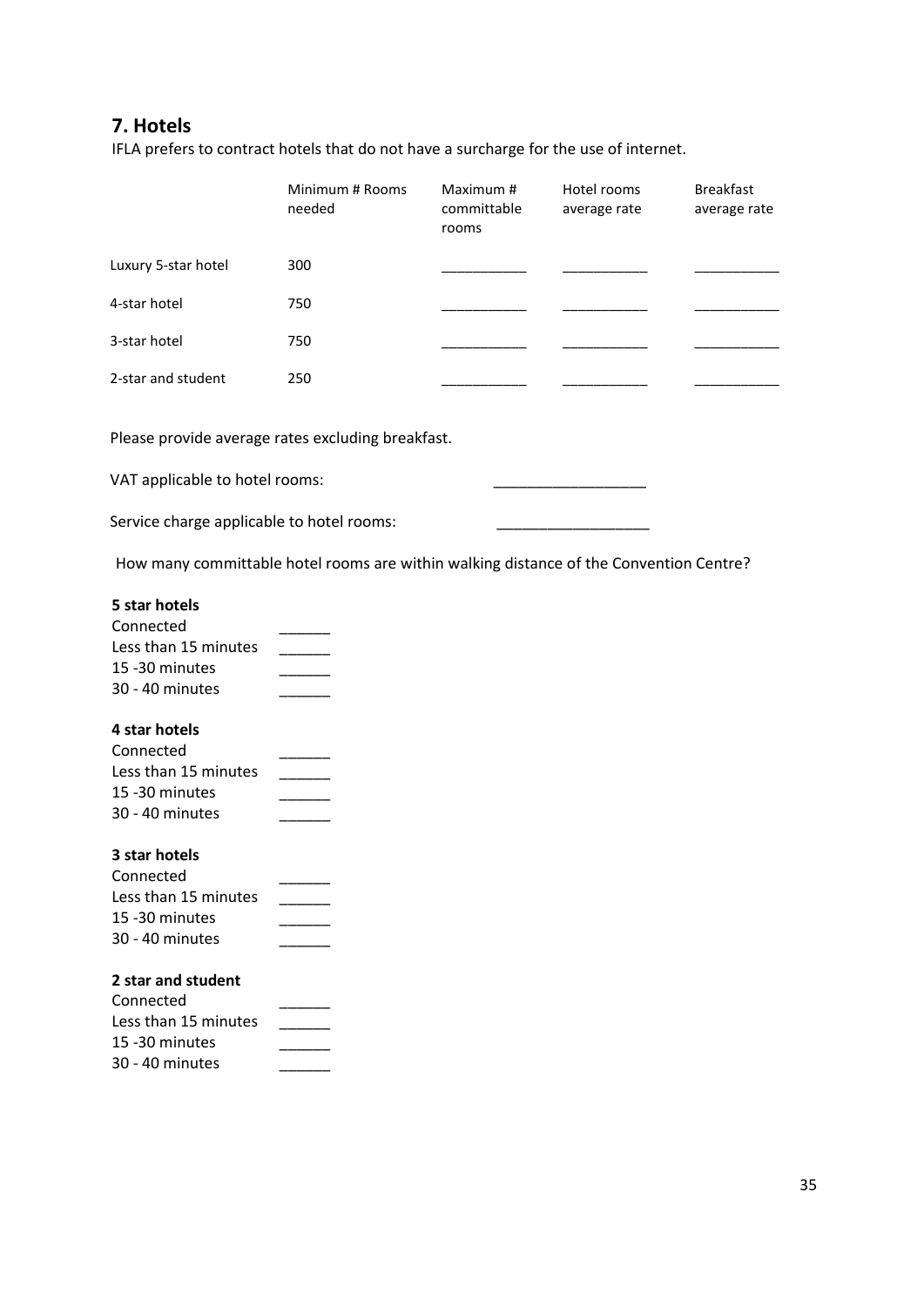## 7. Hotels

IFLA prefers to contract hotels that do not have a surcharge for the use of internet.

| | Minimum # Rooms needed | Maximum # committable rooms | Hotel rooms average rate | Breakfast average rate |
|---|---|---|---|---|
| Luxury 5-star hotel | 300 | ___________ | ___________ | ___________ |
| 4-star hotel | 750 | ___________ | ___________ | ___________ |
| 3-star hotel | 750 | ___________ | ___________ | ___________ |
| 2-star and student | 250 | ___________ | ___________ | ___________ |

Please provide average rates excluding breakfast.

VAT applicable to hotel rooms: __________________

Service charge applicable to hotel rooms: __________________

How many committable hotel rooms are within walking distance of the Convention Centre?

**5 star hotels**

Connected ______
Less than 15 minutes ______
15 -30 minutes ______
30 - 40 minutes ______

**4 star hotels**

Connected ______
Less than 15 minutes ______
15 -30 minutes ______
30 - 40 minutes ______

**3 star hotels**

Connected ______
Less than 15 minutes ______
15 -30 minutes ______
30 - 40 minutes ______

**2 star and student**

Connected ______
Less than 15 minutes ______
15 -30 minutes ______
30 - 40 minutes ______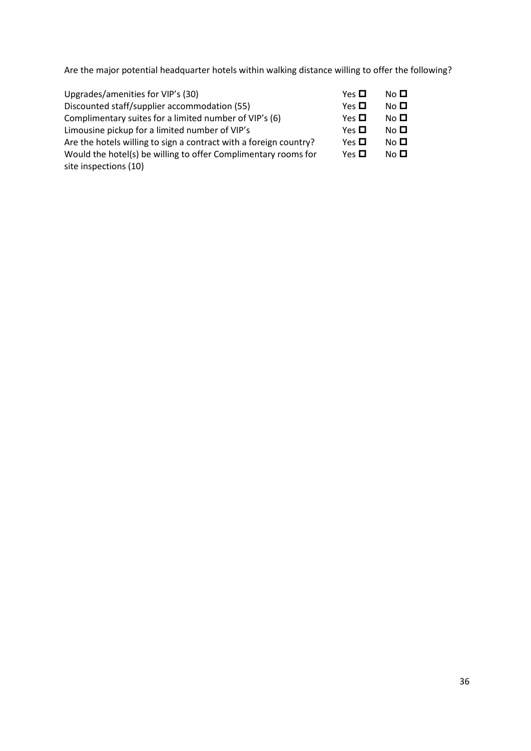Are the major potential headquarter hotels within walking distance willing to offer the following?

| | | |
|---|---|---|
| Upgrades/amenities for VIP's (30) | Yes ☐ | No ☐ |
| Discounted staff/supplier accommodation (55) | Yes ☐ | No ☐ |
| Complimentary suites for a limited number of VIP's (6) | Yes ☐ | No ☐ |
| Limousine pickup for a limited number of VIP's | Yes ☐ | No ☐ |
| Are the hotels willing to sign a contract with a foreign country? | Yes ☐ | No ☐ |
| Would the hotel(s) be willing to offer Complimentary rooms for site inspections (10) | Yes ☐ | No ☐ |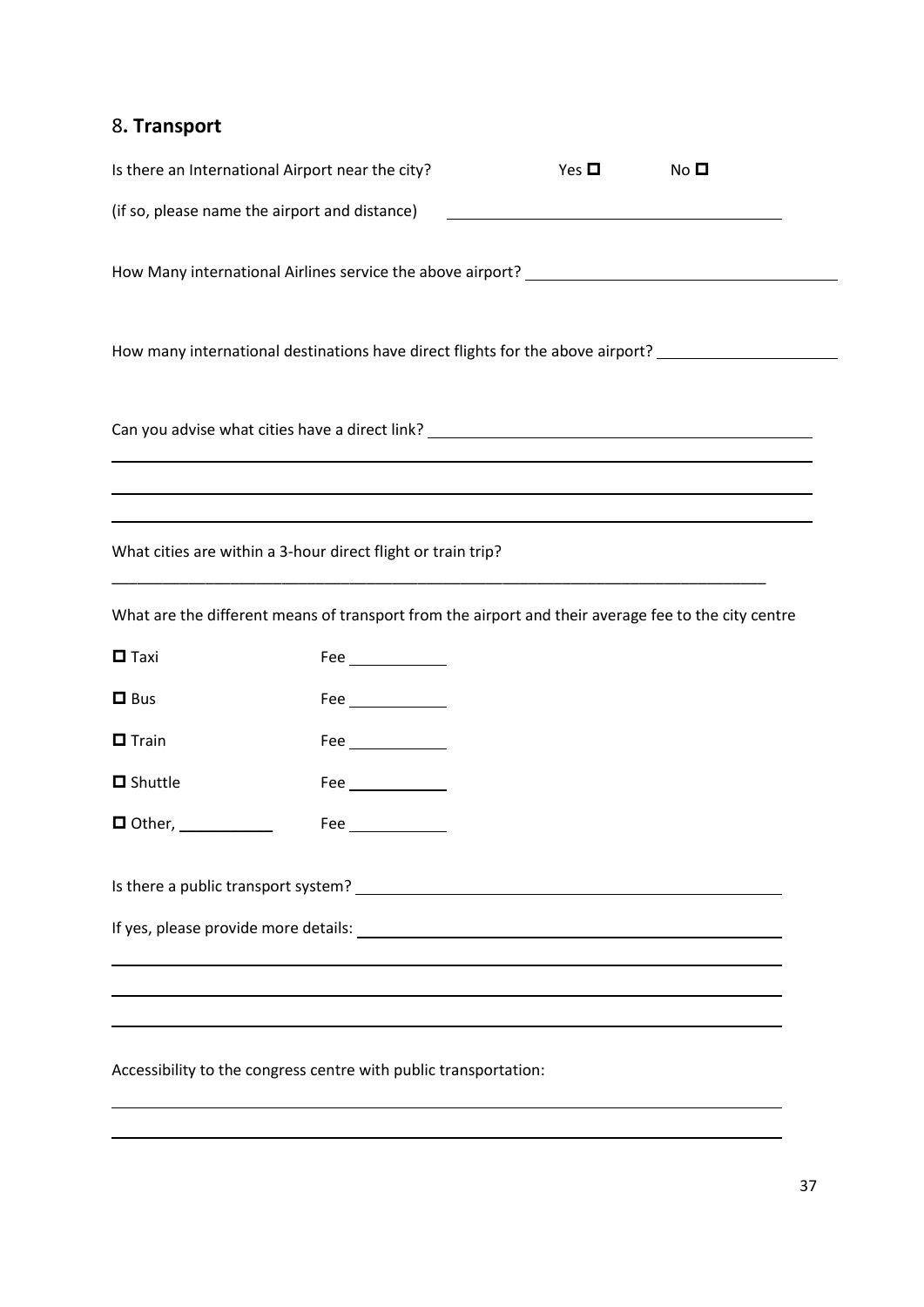## 8. **Transport**

Is there an International Airport near the city? Yes ☐ No ☐

(if so, please name the airport and distance) ______________________________

How Many international Airlines service the above airport? ______________________________

How many international destinations have direct flights for the above airport? ____________________

Can you advise what cities have a direct link? ______________________________

______________________________________________________________________

______________________________________________________________________

______________________________________________________________________

What cities are within a 3-hour direct flight or train trip?

______________________________________________________________________

What are the different means of transport from the airport and their average fee to the city centre

☐ Taxi Fee __________

☐ Bus Fee __________

☐ Train Fee __________

☐ Shuttle Fee __________

☐ Other, __________ Fee __________

Is there a public transport system? ______________________________

If yes, please provide more details: ______________________________

______________________________________________________________________

______________________________________________________________________

______________________________________________________________________

Accessibility to the congress centre with public transportation:

______________________________________________________________________

______________________________________________________________________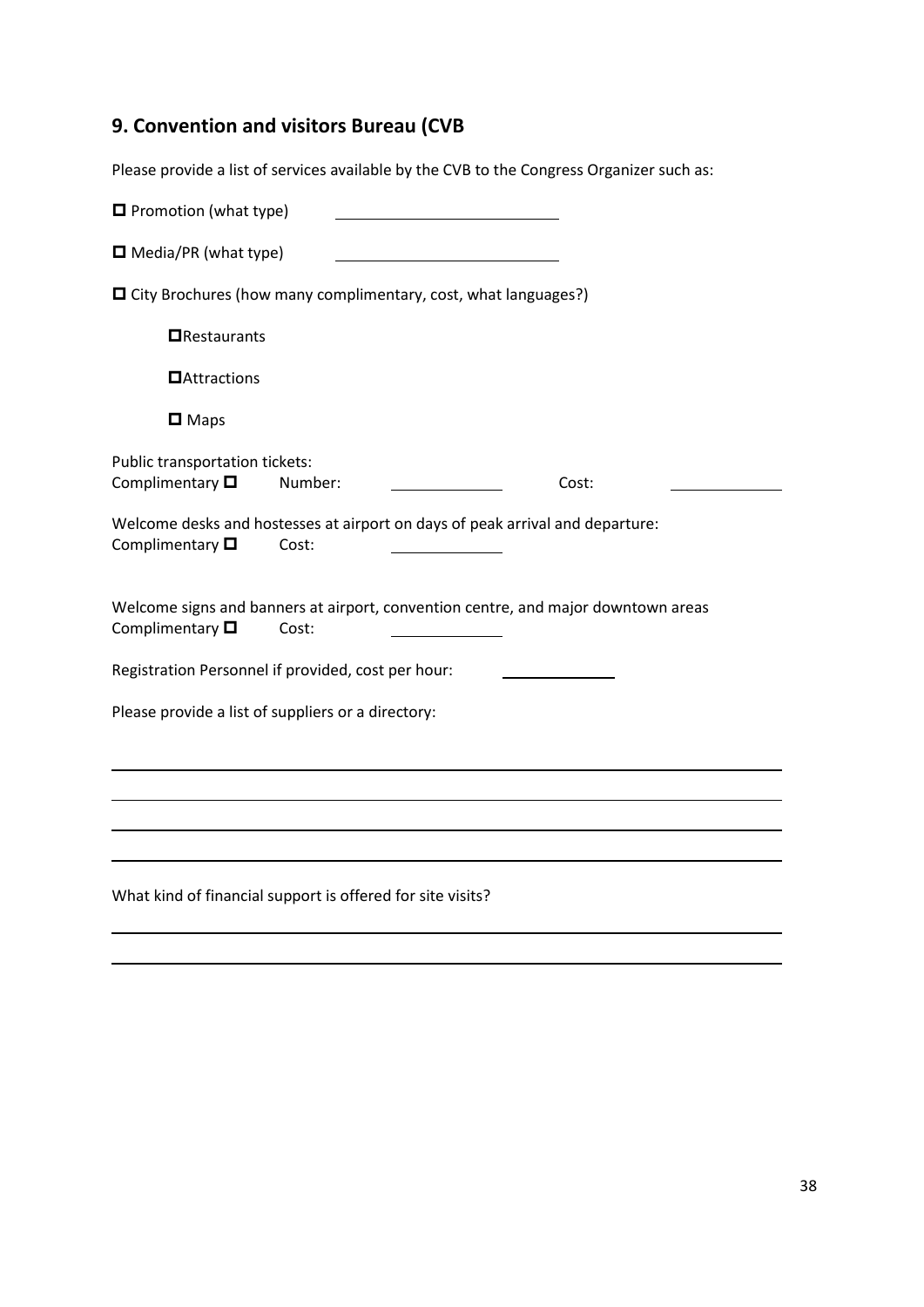## 9. Convention and visitors Bureau (CVB

Please provide a list of services available by the CVB to the Congress Organizer such as:

☐ Promotion (what type) \_\_\_\_\_\_\_\_\_\_\_\_\_\_\_\_\_\_\_\_

☐ Media/PR (what type) \_\_\_\_\_\_\_\_\_\_\_\_\_\_\_\_\_\_\_\_

☐ City Brochures (how many complimentary, cost, what languages?)

- ☐ Restaurants
- ☐ Attractions
- ☐ Maps

Public transportation tickets:
Complimentary ☐ Number: \_\_\_\_\_\_\_\_\_\_ Cost: \_\_\_\_\_\_\_\_\_\_

Welcome desks and hostesses at airport on days of peak arrival and departure:
Complimentary ☐ Cost: \_\_\_\_\_\_\_\_\_\_

Welcome signs and banners at airport, convention centre, and major downtown areas
Complimentary ☐ Cost: \_\_\_\_\_\_\_\_\_\_

Registration Personnel if provided, cost per hour: \_\_\_\_\_\_\_\_\_\_

Please provide a list of suppliers or a directory:

\_\_\_\_\_\_\_\_\_\_\_\_\_\_\_\_\_\_\_\_\_\_\_\_\_\_\_\_\_\_\_\_\_\_\_\_\_\_\_\_\_\_\_\_\_\_\_\_\_\_\_\_\_\_\_\_\_\_\_\_

\_\_\_\_\_\_\_\_\_\_\_\_\_\_\_\_\_\_\_\_\_\_\_\_\_\_\_\_\_\_\_\_\_\_\_\_\_\_\_\_\_\_\_\_\_\_\_\_\_\_\_\_\_\_\_\_\_\_\_\_

\_\_\_\_\_\_\_\_\_\_\_\_\_\_\_\_\_\_\_\_\_\_\_\_\_\_\_\_\_\_\_\_\_\_\_\_\_\_\_\_\_\_\_\_\_\_\_\_\_\_\_\_\_\_\_\_\_\_\_\_

\_\_\_\_\_\_\_\_\_\_\_\_\_\_\_\_\_\_\_\_\_\_\_\_\_\_\_\_\_\_\_\_\_\_\_\_\_\_\_\_\_\_\_\_\_\_\_\_\_\_\_\_\_\_\_\_\_\_\_\_

What kind of financial support is offered for site visits?

\_\_\_\_\_\_\_\_\_\_\_\_\_\_\_\_\_\_\_\_\_\_\_\_\_\_\_\_\_\_\_\_\_\_\_\_\_\_\_\_\_\_\_\_\_\_\_\_\_\_\_\_\_\_\_\_\_\_\_\_

\_\_\_\_\_\_\_\_\_\_\_\_\_\_\_\_\_\_\_\_\_\_\_\_\_\_\_\_\_\_\_\_\_\_\_\_\_\_\_\_\_\_\_\_\_\_\_\_\_\_\_\_\_\_\_\_\_\_\_\_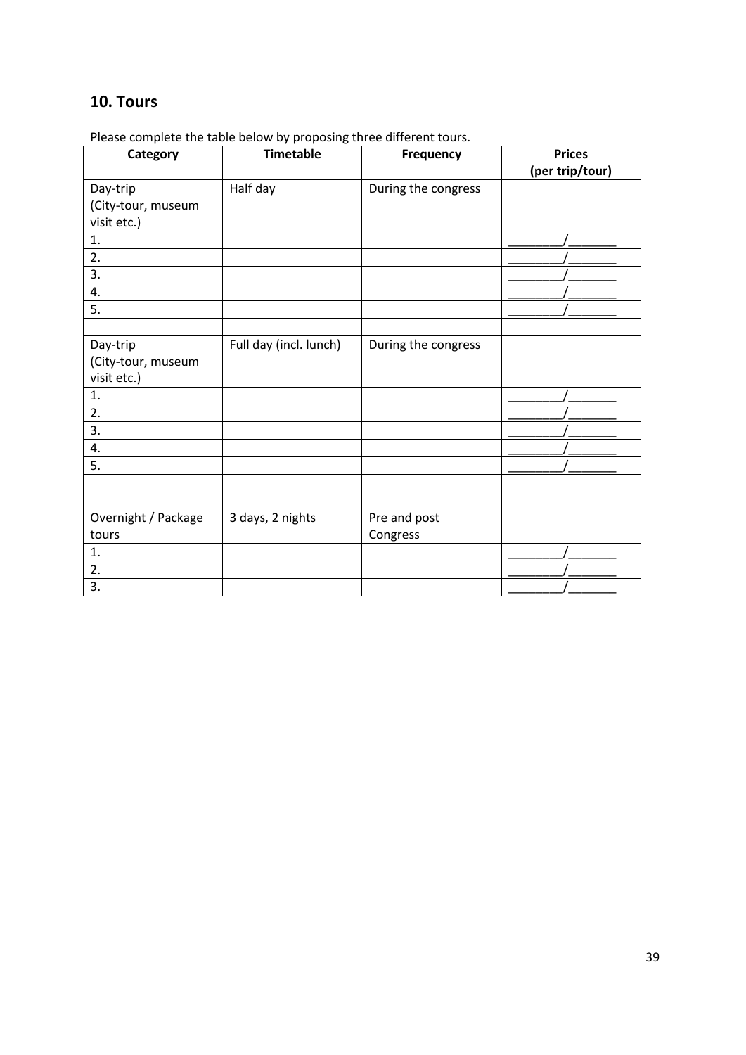## 10. Tours

Please complete the table below by proposing three different tours.

| Category | Timetable | Frequency | Prices (per trip/tour) |
|---|---|---|---|
| Day-trip (City-tour, museum visit etc.) | Half day | During the congress | |
| 1. | | | ________/_______ |
| 2. | | | ________/_______ |
| 3. | | | ________/_______ |
| 4. | | | ________/_______ |
| 5. | | | ________/_______ |
| | | | |
| Day-trip (City-tour, museum visit etc.) | Full day (incl. lunch) | During the congress | |
| 1. | | | ________/_______ |
| 2. | | | ________/_______ |
| 3. | | | ________/_______ |
| 4. | | | ________/_______ |
| 5. | | | ________/_______ |
| | | | |
| | | | |
| Overnight / Package tours | 3 days, 2 nights | Pre and post Congress | |
| 1. | | | ________/_______ |
| 2. | | | ________/_______ |
| 3. | | | ________/_______ |